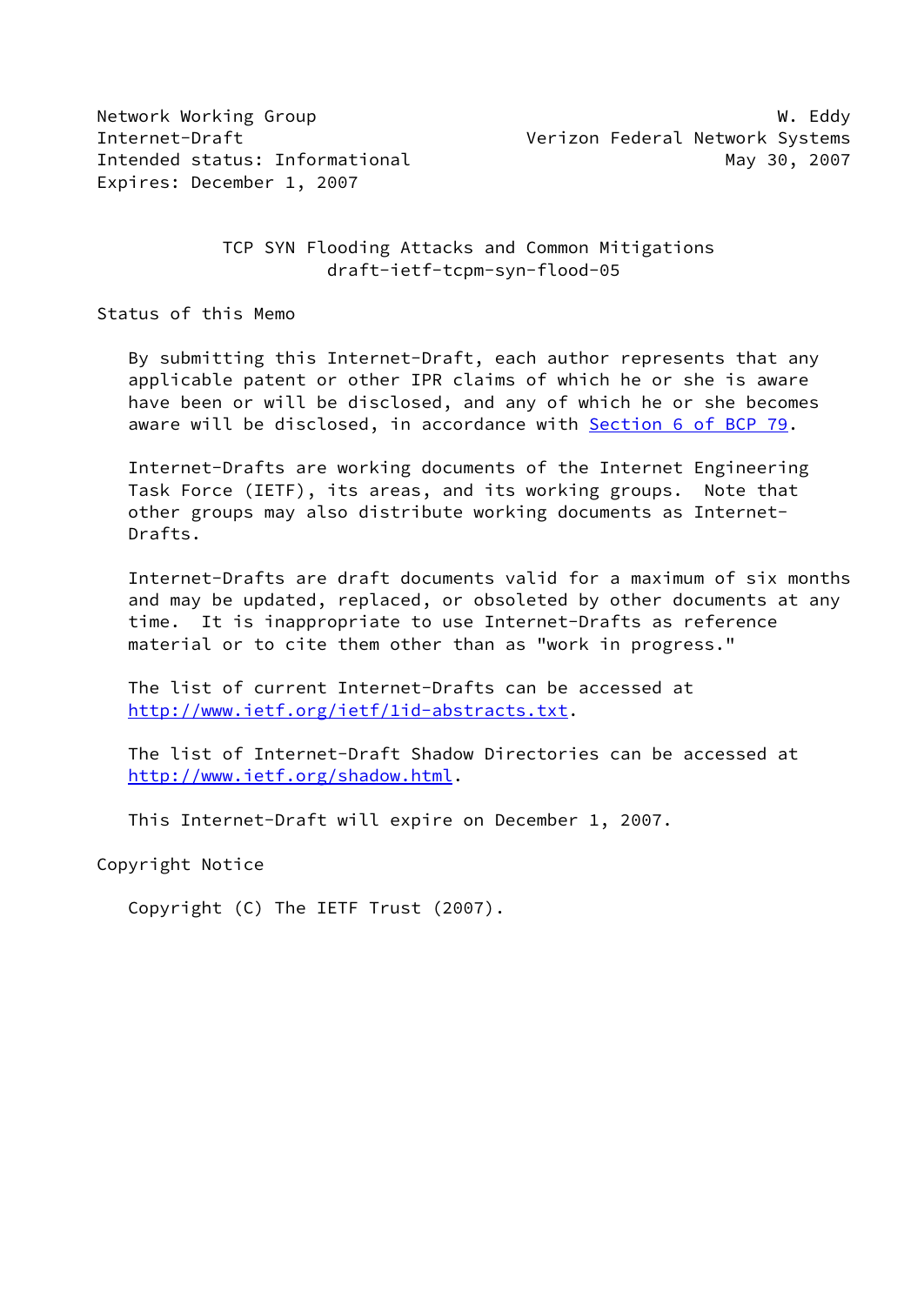Network Working Group W. Eddy
Internet-Draft Verizon Federal Network Systems
Intended status: Informational May 30, 2007
Expires: December 1, 2007

# TCP SYN Flooding Attacks and Common Mitigations
draft-ietf-tcpm-syn-flood-05

## Status of this Memo

By submitting this Internet-Draft, each author represents that any applicable patent or other IPR claims of which he or she is aware have been or will be disclosed, and any of which he or she becomes aware will be disclosed, in accordance with Section 6 of BCP 79.

Internet-Drafts are working documents of the Internet Engineering Task Force (IETF), its areas, and its working groups. Note that other groups may also distribute working documents as Internet-Drafts.

Internet-Drafts are draft documents valid for a maximum of six months and may be updated, replaced, or obsoleted by other documents at any time. It is inappropriate to use Internet-Drafts as reference material or to cite them other than as "work in progress."

The list of current Internet-Drafts can be accessed at http://www.ietf.org/ietf/1id-abstracts.txt.

The list of Internet-Draft Shadow Directories can be accessed at http://www.ietf.org/shadow.html.

This Internet-Draft will expire on December 1, 2007.

## Copyright Notice

Copyright (C) The IETF Trust (2007).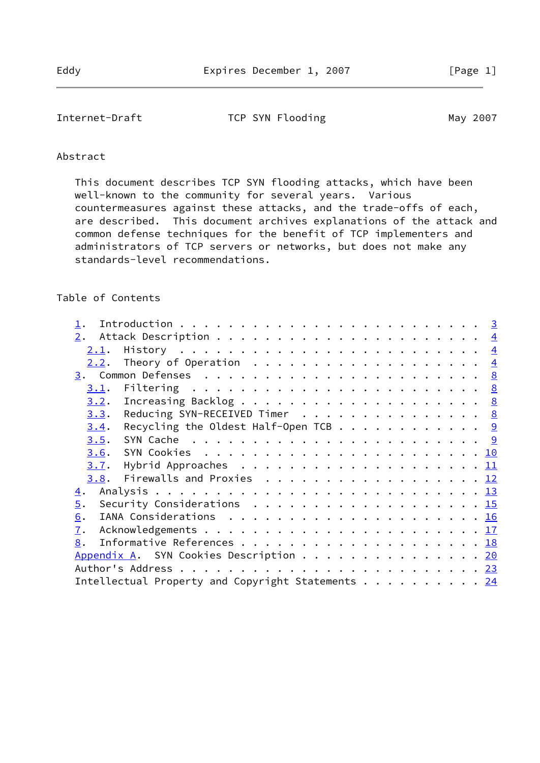## Abstract

This document describes TCP SYN flooding attacks, which have been well-known to the community for several years. Various countermeasures against these attacks, and the trade-offs of each, are described. This document archives explanations of the attack and common defense techniques for the benefit of TCP implementers and administrators of TCP servers or networks, but does not make any standards-level recommendations.

## Table of Contents

1. Introduction . . . . . . . . . . . . . . . . . . . . . . . . 3
2. Attack Description . . . . . . . . . . . . . . . . . . . . . 4
   2.1. History . . . . . . . . . . . . . . . . . . . . . . . . 4
   2.2. Theory of Operation . . . . . . . . . . . . . . . . . . 4
3. Common Defenses . . . . . . . . . . . . . . . . . . . . . . 8
   3.1. Filtering . . . . . . . . . . . . . . . . . . . . . . . 8
   3.2. Increasing Backlog . . . . . . . . . . . . . . . . . . 8
   3.3. Reducing SYN-RECEIVED Timer . . . . . . . . . . . . . . 8
   3.4. Recycling the Oldest Half-Open TCB . . . . . . . . . . . 9
   3.5. SYN Cache . . . . . . . . . . . . . . . . . . . . . . . 9
   3.6. SYN Cookies . . . . . . . . . . . . . . . . . . . . . . 10
   3.7. Hybrid Approaches . . . . . . . . . . . . . . . . . . . 11
   3.8. Firewalls and Proxies . . . . . . . . . . . . . . . . . 12
4. Analysis . . . . . . . . . . . . . . . . . . . . . . . . . . 13
5. Security Considerations . . . . . . . . . . . . . . . . . . 15
6. IANA Considerations . . . . . . . . . . . . . . . . . . . . 16
7. Acknowledgements . . . . . . . . . . . . . . . . . . . . . . 17
8. Informative References . . . . . . . . . . . . . . . . . . . 18

Appendix A. SYN Cookies Description . . . . . . . . . . . . . . 20

Author's Address . . . . . . . . . . . . . . . . . . . . . . . . 23

Intellectual Property and Copyright Statements . . . . . . . . . 24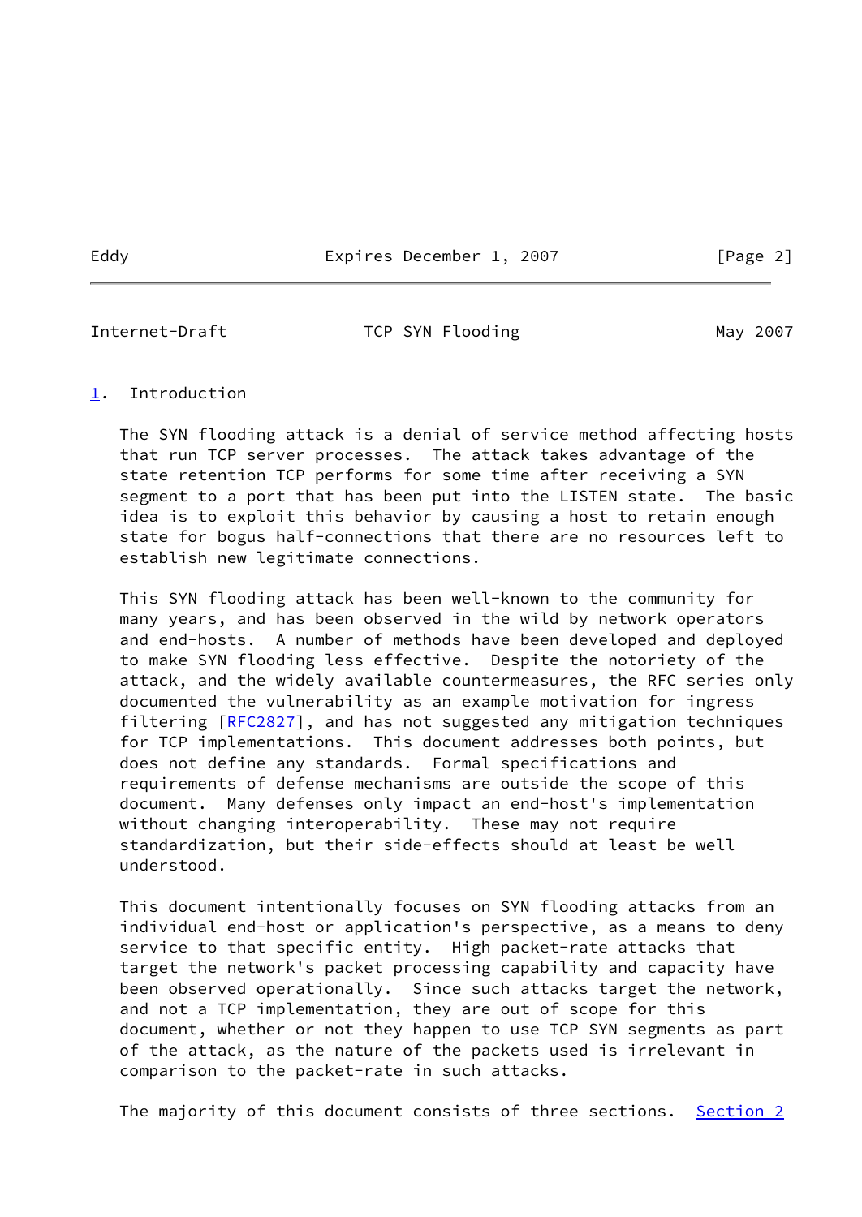## 1. Introduction

The SYN flooding attack is a denial of service method affecting hosts that run TCP server processes. The attack takes advantage of the state retention TCP performs for some time after receiving a SYN segment to a port that has been put into the LISTEN state. The basic idea is to exploit this behavior by causing a host to retain enough state for bogus half-connections that there are no resources left to establish new legitimate connections.

This SYN flooding attack has been well-known to the community for many years, and has been observed in the wild by network operators and end-hosts. A number of methods have been developed and deployed to make SYN flooding less effective. Despite the notoriety of the attack, and the widely available countermeasures, the RFC series only documented the vulnerability as an example motivation for ingress filtering [RFC2827], and has not suggested any mitigation techniques for TCP implementations. This document addresses both points, but does not define any standards. Formal specifications and requirements of defense mechanisms are outside the scope of this document. Many defenses only impact an end-host's implementation without changing interoperability. These may not require standardization, but their side-effects should at least be well understood.

This document intentionally focuses on SYN flooding attacks from an individual end-host or application's perspective, as a means to deny service to that specific entity. High packet-rate attacks that target the network's packet processing capability and capacity have been observed operationally. Since such attacks target the network, and not a TCP implementation, they are out of scope for this document, whether or not they happen to use TCP SYN segments as part of the attack, as the nature of the packets used is irrelevant in comparison to the packet-rate in such attacks.

The majority of this document consists of three sections. Section 2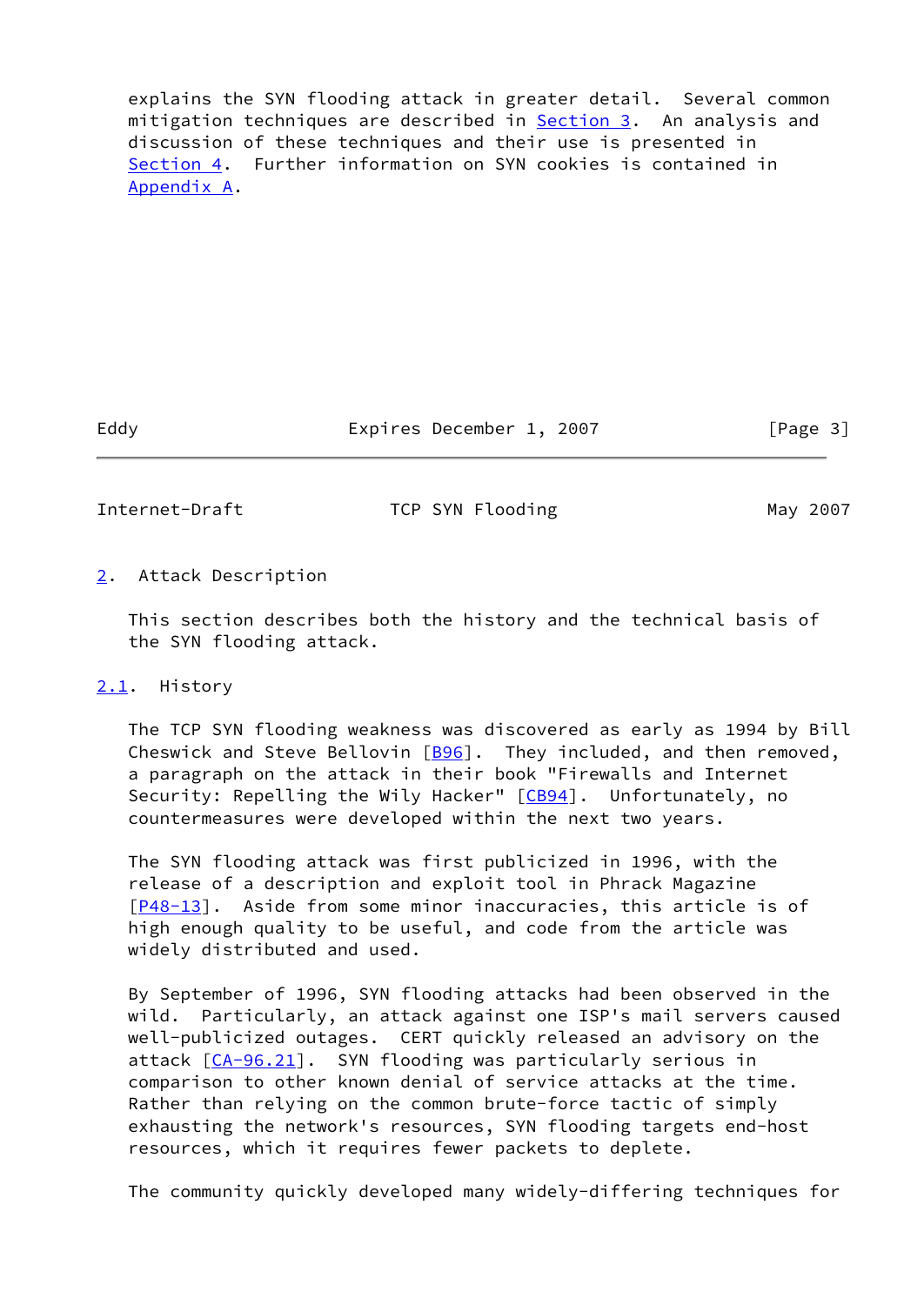explains the SYN flooding attack in greater detail. Several common mitigation techniques are described in Section 3. An analysis and discussion of these techniques and their use is presented in Section 4. Further information on SYN cookies is contained in Appendix A.

## 2. Attack Description

This section describes both the history and the technical basis of the SYN flooding attack.

### 2.1. History

The TCP SYN flooding weakness was discovered as early as 1994 by Bill Cheswick and Steve Bellovin [B96]. They included, and then removed, a paragraph on the attack in their book "Firewalls and Internet Security: Repelling the Wily Hacker" [CB94]. Unfortunately, no countermeasures were developed within the next two years.

The SYN flooding attack was first publicized in 1996, with the release of a description and exploit tool in Phrack Magazine [P48-13]. Aside from some minor inaccuracies, this article is of high enough quality to be useful, and code from the article was widely distributed and used.

By September of 1996, SYN flooding attacks had been observed in the wild. Particularly, an attack against one ISP's mail servers caused well-publicized outages. CERT quickly released an advisory on the attack [CA-96.21]. SYN flooding was particularly serious in comparison to other known denial of service attacks at the time. Rather than relying on the common brute-force tactic of simply exhausting the network's resources, SYN flooding targets end-host resources, which it requires fewer packets to deplete.

The community quickly developed many widely-differing techniques for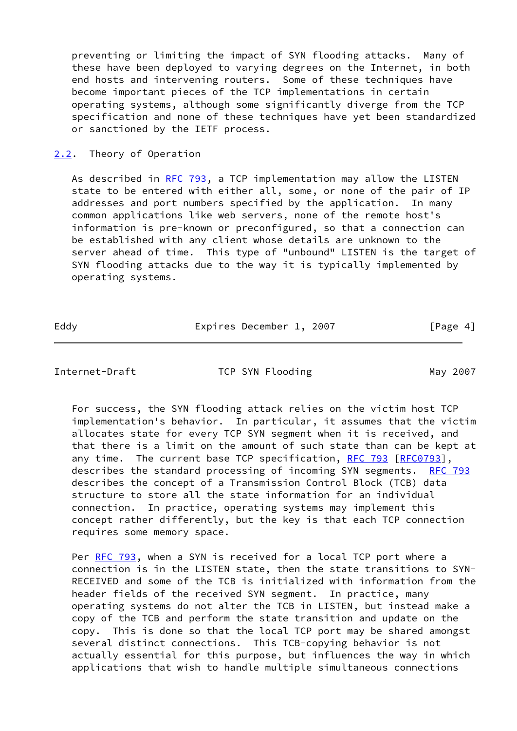preventing or limiting the impact of SYN flooding attacks. Many of these have been deployed to varying degrees on the Internet, in both end hosts and intervening routers. Some of these techniques have become important pieces of the TCP implementations in certain operating systems, although some significantly diverge from the TCP specification and none of these techniques have yet been standardized or sanctioned by the IETF process.

## 2.2. Theory of Operation

As described in RFC 793, a TCP implementation may allow the LISTEN state to be entered with either all, some, or none of the pair of IP addresses and port numbers specified by the application. In many common applications like web servers, none of the remote host's information is pre-known or preconfigured, so that a connection can be established with any client whose details are unknown to the server ahead of time. This type of "unbound" LISTEN is the target of SYN flooding attacks due to the way it is typically implemented by operating systems.

For success, the SYN flooding attack relies on the victim host TCP implementation's behavior. In particular, it assumes that the victim allocates state for every TCP SYN segment when it is received, and that there is a limit on the amount of such state than can be kept at any time. The current base TCP specification, RFC 793 [RFC0793], describes the standard processing of incoming SYN segments. RFC 793 describes the concept of a Transmission Control Block (TCB) data structure to store all the state information for an individual connection. In practice, operating systems may implement this concept rather differently, but the key is that each TCP connection requires some memory space.

Per RFC 793, when a SYN is received for a local TCP port where a connection is in the LISTEN state, then the state transitions to SYN-RECEIVED and some of the TCB is initialized with information from the header fields of the received SYN segment. In practice, many operating systems do not alter the TCB in LISTEN, but instead make a copy of the TCB and perform the state transition and update on the copy. This is done so that the local TCP port may be shared amongst several distinct connections. This TCB-copying behavior is not actually essential for this purpose, but influences the way in which applications that wish to handle multiple simultaneous connections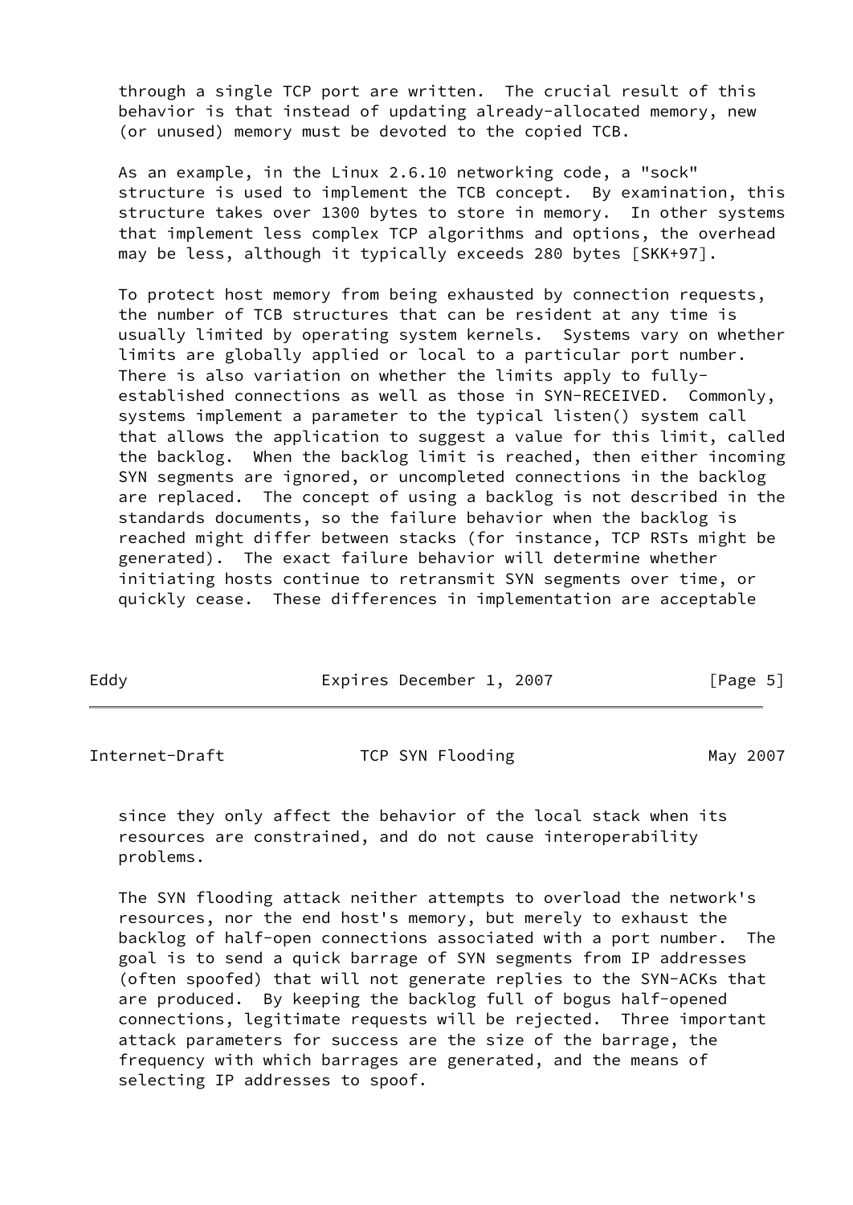through a single TCP port are written. The crucial result of this behavior is that instead of updating already-allocated memory, new (or unused) memory must be devoted to the copied TCB.

As an example, in the Linux 2.6.10 networking code, a "sock" structure is used to implement the TCB concept. By examination, this structure takes over 1300 bytes to store in memory. In other systems that implement less complex TCP algorithms and options, the overhead may be less, although it typically exceeds 280 bytes [SKK+97].

To protect host memory from being exhausted by connection requests, the number of TCB structures that can be resident at any time is usually limited by operating system kernels. Systems vary on whether limits are globally applied or local to a particular port number. There is also variation on whether the limits apply to fully-established connections as well as those in SYN-RECEIVED. Commonly, systems implement a parameter to the typical listen() system call that allows the application to suggest a value for this limit, called the backlog. When the backlog limit is reached, then either incoming SYN segments are ignored, or uncompleted connections in the backlog are replaced. The concept of using a backlog is not described in the standards documents, so the failure behavior when the backlog is reached might differ between stacks (for instance, TCP RSTs might be generated). The exact failure behavior will determine whether initiating hosts continue to retransmit SYN segments over time, or quickly cease. These differences in implementation are acceptable since they only affect the behavior of the local stack when its resources are constrained, and do not cause interoperability problems.

The SYN flooding attack neither attempts to overload the network's resources, nor the end host's memory, but merely to exhaust the backlog of half-open connections associated with a port number. The goal is to send a quick barrage of SYN segments from IP addresses (often spoofed) that will not generate replies to the SYN-ACKs that are produced. By keeping the backlog full of bogus half-opened connections, legitimate requests will be rejected. Three important attack parameters for success are the size of the barrage, the frequency with which barrages are generated, and the means of selecting IP addresses to spoof.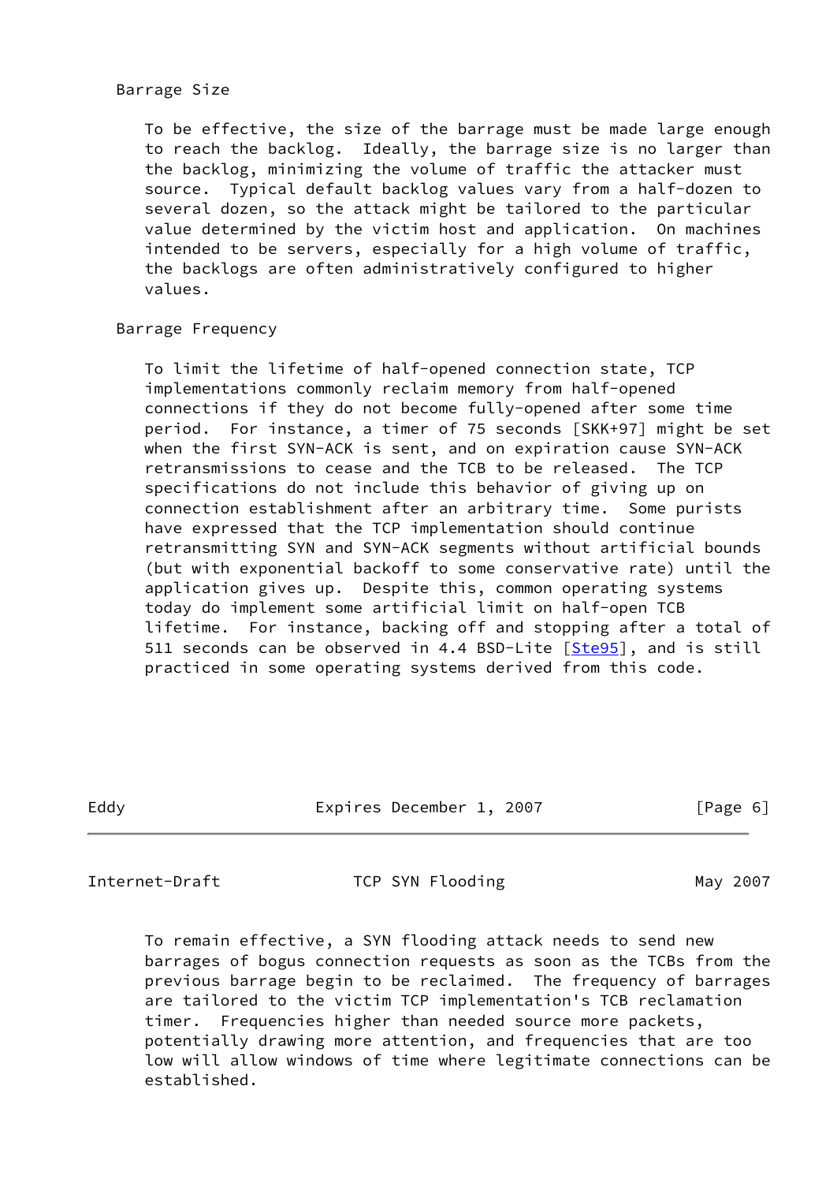### Barrage Size

To be effective, the size of the barrage must be made large enough to reach the backlog. Ideally, the barrage size is no larger than the backlog, minimizing the volume of traffic the attacker must source. Typical default backlog values vary from a half-dozen to several dozen, so the attack might be tailored to the particular value determined by the victim host and application. On machines intended to be servers, especially for a high volume of traffic, the backlogs are often administratively configured to higher values.

### Barrage Frequency

To limit the lifetime of half-opened connection state, TCP implementations commonly reclaim memory from half-opened connections if they do not become fully-opened after some time period. For instance, a timer of 75 seconds [SKK+97] might be set when the first SYN-ACK is sent, and on expiration cause SYN-ACK retransmissions to cease and the TCB to be released. The TCP specifications do not include this behavior of giving up on connection establishment after an arbitrary time. Some purists have expressed that the TCP implementation should continue retransmitting SYN and SYN-ACK segments without artificial bounds (but with exponential backoff to some conservative rate) until the application gives up. Despite this, common operating systems today do implement some artificial limit on half-open TCB lifetime. For instance, backing off and stopping after a total of 511 seconds can be observed in 4.4 BSD-Lite [Ste95], and is still practiced in some operating systems derived from this code.

To remain effective, a SYN flooding attack needs to send new barrages of bogus connection requests as soon as the TCBs from the previous barrage begin to be reclaimed. The frequency of barrages are tailored to the victim TCP implementation's TCB reclamation timer. Frequencies higher than needed source more packets, potentially drawing more attention, and frequencies that are too low will allow windows of time where legitimate connections can be established.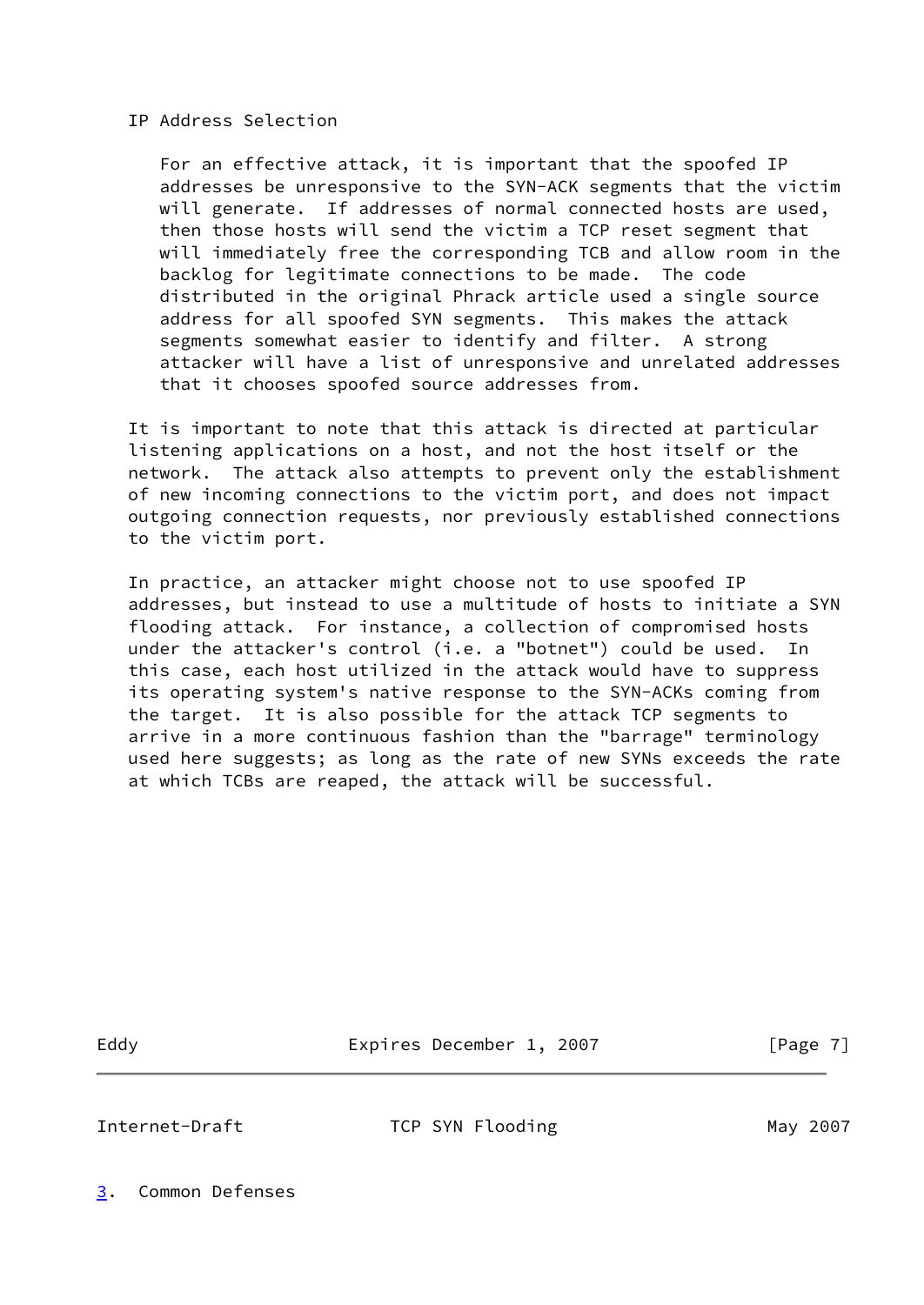### IP Address Selection

For an effective attack, it is important that the spoofed IP addresses be unresponsive to the SYN-ACK segments that the victim will generate. If addresses of normal connected hosts are used, then those hosts will send the victim a TCP reset segment that will immediately free the corresponding TCB and allow room in the backlog for legitimate connections to be made. The code distributed in the original Phrack article used a single source address for all spoofed SYN segments. This makes the attack segments somewhat easier to identify and filter. A strong attacker will have a list of unresponsive and unrelated addresses that it chooses spoofed source addresses from.

It is important to note that this attack is directed at particular listening applications on a host, and not the host itself or the network. The attack also attempts to prevent only the establishment of new incoming connections to the victim port, and does not impact outgoing connection requests, nor previously established connections to the victim port.

In practice, an attacker might choose not to use spoofed IP addresses, but instead to use a multitude of hosts to initiate a SYN flooding attack. For instance, a collection of compromised hosts under the attacker's control (i.e. a "botnet") could be used. In this case, each host utilized in the attack would have to suppress its operating system's native response to the SYN-ACKs coming from the target. It is also possible for the attack TCP segments to arrive in a more continuous fashion than the "barrage" terminology used here suggests; as long as the rate of new SYNs exceeds the rate at which TCBs are reaped, the attack will be successful.

## 3. Common Defenses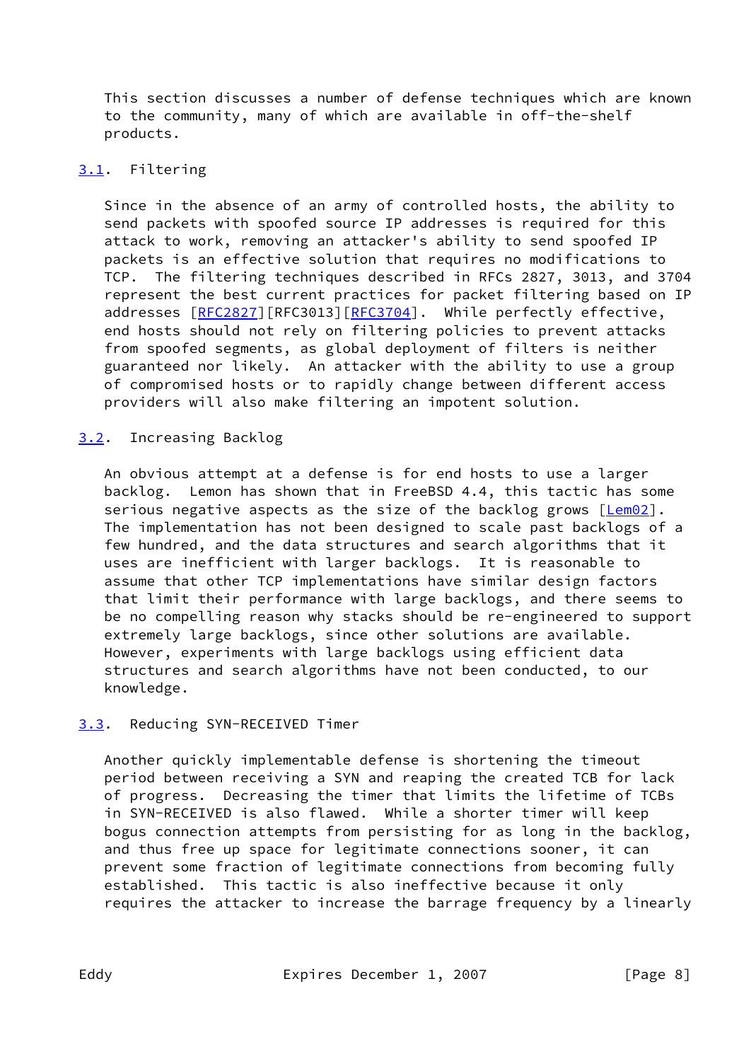This section discusses a number of defense techniques which are known to the community, many of which are available in off-the-shelf products.

### 3.1. Filtering

Since in the absence of an army of controlled hosts, the ability to send packets with spoofed source IP addresses is required for this attack to work, removing an attacker's ability to send spoofed IP packets is an effective solution that requires no modifications to TCP. The filtering techniques described in RFCs 2827, 3013, and 3704 represent the best current practices for packet filtering based on IP addresses [RFC2827][RFC3013][RFC3704]. While perfectly effective, end hosts should not rely on filtering policies to prevent attacks from spoofed segments, as global deployment of filters is neither guaranteed nor likely. An attacker with the ability to use a group of compromised hosts or to rapidly change between different access providers will also make filtering an impotent solution.

### 3.2. Increasing Backlog

An obvious attempt at a defense is for end hosts to use a larger backlog. Lemon has shown that in FreeBSD 4.4, this tactic has some serious negative aspects as the size of the backlog grows [Lem02]. The implementation has not been designed to scale past backlogs of a few hundred, and the data structures and search algorithms that it uses are inefficient with larger backlogs. It is reasonable to assume that other TCP implementations have similar design factors that limit their performance with large backlogs, and there seems to be no compelling reason why stacks should be re-engineered to support extremely large backlogs, since other solutions are available. However, experiments with large backlogs using efficient data structures and search algorithms have not been conducted, to our knowledge.

### 3.3. Reducing SYN-RECEIVED Timer

Another quickly implementable defense is shortening the timeout period between receiving a SYN and reaping the created TCB for lack of progress. Decreasing the timer that limits the lifetime of TCBs in SYN-RECEIVED is also flawed. While a shorter timer will keep bogus connection attempts from persisting for as long in the backlog, and thus free up space for legitimate connections sooner, it can prevent some fraction of legitimate connections from becoming fully established. This tactic is also ineffective because it only requires the attacker to increase the barrage frequency by a linearly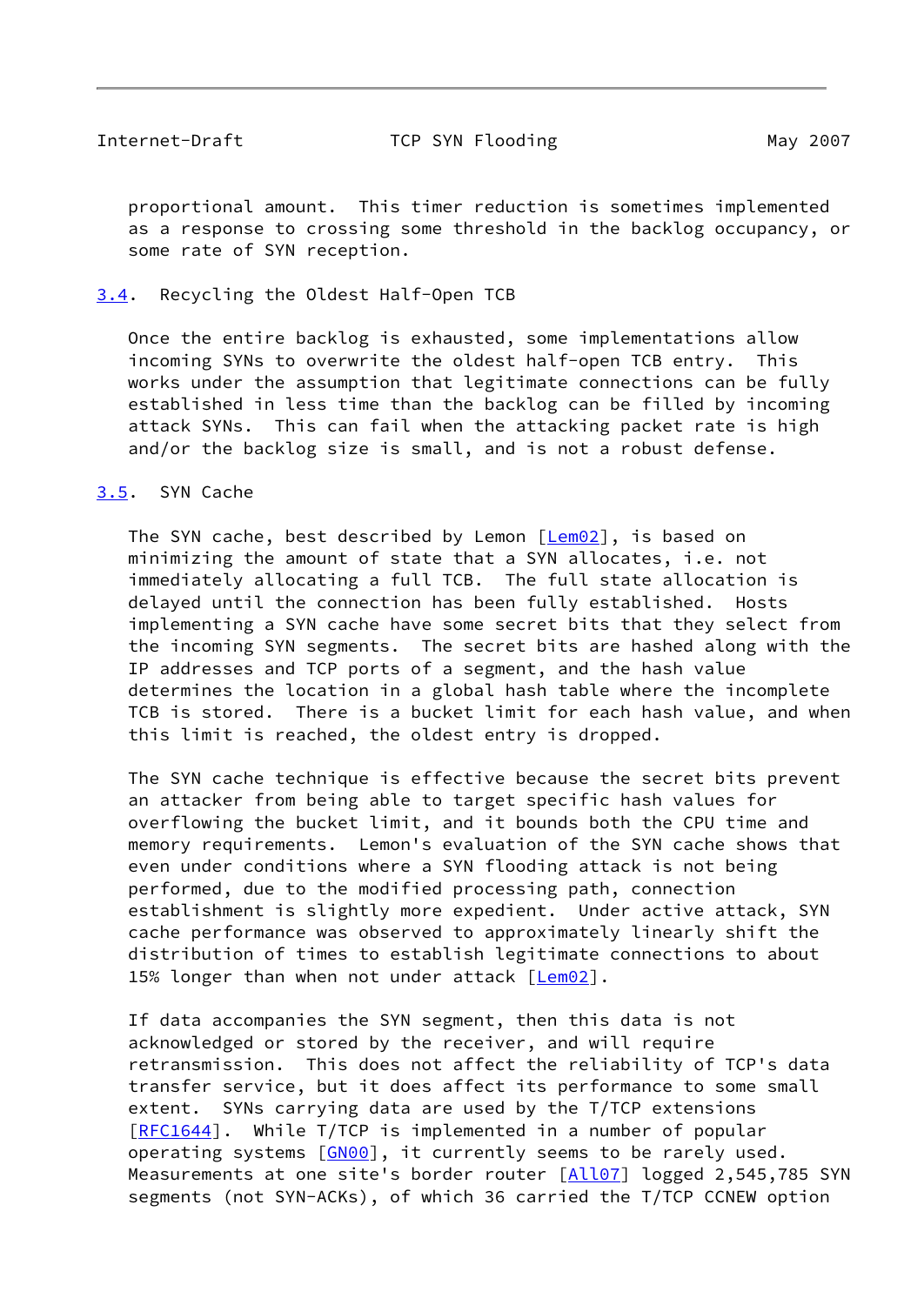proportional amount. This timer reduction is sometimes implemented as a response to crossing some threshold in the backlog occupancy, or some rate of SYN reception.

### 3.4. Recycling the Oldest Half-Open TCB

Once the entire backlog is exhausted, some implementations allow incoming SYNs to overwrite the oldest half-open TCB entry. This works under the assumption that legitimate connections can be fully established in less time than the backlog can be filled by incoming attack SYNs. This can fail when the attacking packet rate is high and/or the backlog size is small, and is not a robust defense.

### 3.5. SYN Cache

The SYN cache, best described by Lemon [Lem02], is based on minimizing the amount of state that a SYN allocates, i.e. not immediately allocating a full TCB. The full state allocation is delayed until the connection has been fully established. Hosts implementing a SYN cache have some secret bits that they select from the incoming SYN segments. The secret bits are hashed along with the IP addresses and TCP ports of a segment, and the hash value determines the location in a global hash table where the incomplete TCB is stored. There is a bucket limit for each hash value, and when this limit is reached, the oldest entry is dropped.

The SYN cache technique is effective because the secret bits prevent an attacker from being able to target specific hash values for overflowing the bucket limit, and it bounds both the CPU time and memory requirements. Lemon's evaluation of the SYN cache shows that even under conditions where a SYN flooding attack is not being performed, due to the modified processing path, connection establishment is slightly more expedient. Under active attack, SYN cache performance was observed to approximately linearly shift the distribution of times to establish legitimate connections to about 15% longer than when not under attack [Lem02].

If data accompanies the SYN segment, then this data is not acknowledged or stored by the receiver, and will require retransmission. This does not affect the reliability of TCP's data transfer service, but it does affect its performance to some small extent. SYNs carrying data are used by the T/TCP extensions [RFC1644]. While T/TCP is implemented in a number of popular operating systems [GN00], it currently seems to be rarely used. Measurements at one site's border router [All07] logged 2,545,785 SYN segments (not SYN-ACKs), of which 36 carried the T/TCP CCNEW option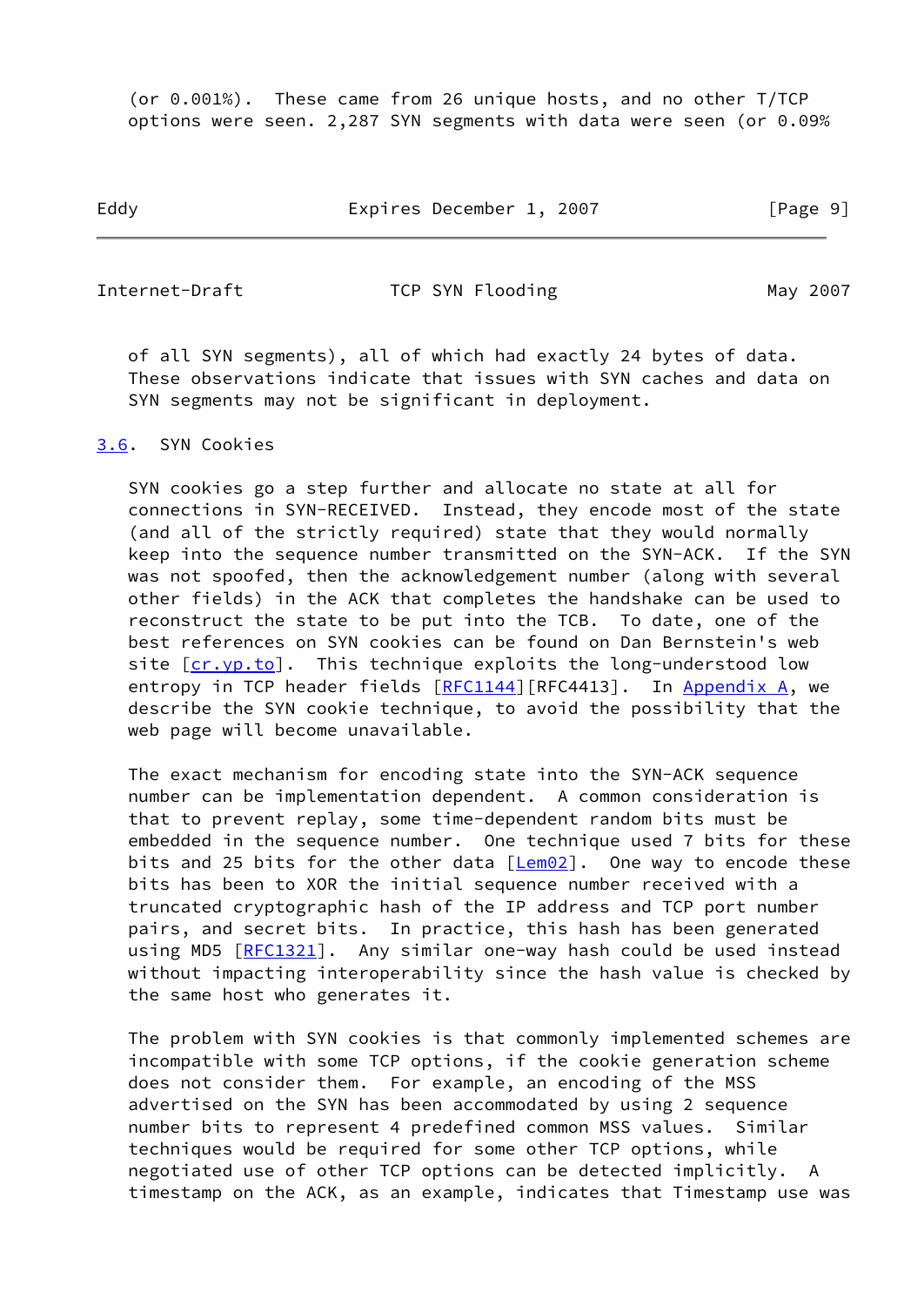(or 0.001%). These came from 26 unique hosts, and no other T/TCP options were seen. 2,287 SYN segments with data were seen (or 0.09% of all SYN segments), all of which had exactly 24 bytes of data. These observations indicate that issues with SYN caches and data on SYN segments may not be significant in deployment.

### 3.6. SYN Cookies

SYN cookies go a step further and allocate no state at all for connections in SYN-RECEIVED. Instead, they encode most of the state (and all of the strictly required) state that they would normally keep into the sequence number transmitted on the SYN-ACK. If the SYN was not spoofed, then the acknowledgement number (along with several other fields) in the ACK that completes the handshake can be used to reconstruct the state to be put into the TCB. To date, one of the best references on SYN cookies can be found on Dan Bernstein's web site [cr.yp.to]. This technique exploits the long-understood low entropy in TCP header fields [RFC1144][RFC4413]. In Appendix A, we describe the SYN cookie technique, to avoid the possibility that the web page will become unavailable.

The exact mechanism for encoding state into the SYN-ACK sequence number can be implementation dependent. A common consideration is that to prevent replay, some time-dependent random bits must be embedded in the sequence number. One technique used 7 bits for these bits and 25 bits for the other data [Lem02]. One way to encode these bits has been to XOR the initial sequence number received with a truncated cryptographic hash of the IP address and TCP port number pairs, and secret bits. In practice, this hash has been generated using MD5 [RFC1321]. Any similar one-way hash could be used instead without impacting interoperability since the hash value is checked by the same host who generates it.

The problem with SYN cookies is that commonly implemented schemes are incompatible with some TCP options, if the cookie generation scheme does not consider them. For example, an encoding of the MSS advertised on the SYN has been accommodated by using 2 sequence number bits to represent 4 predefined common MSS values. Similar techniques would be required for some other TCP options, while negotiated use of other TCP options can be detected implicitly. A timestamp on the ACK, as an example, indicates that Timestamp use was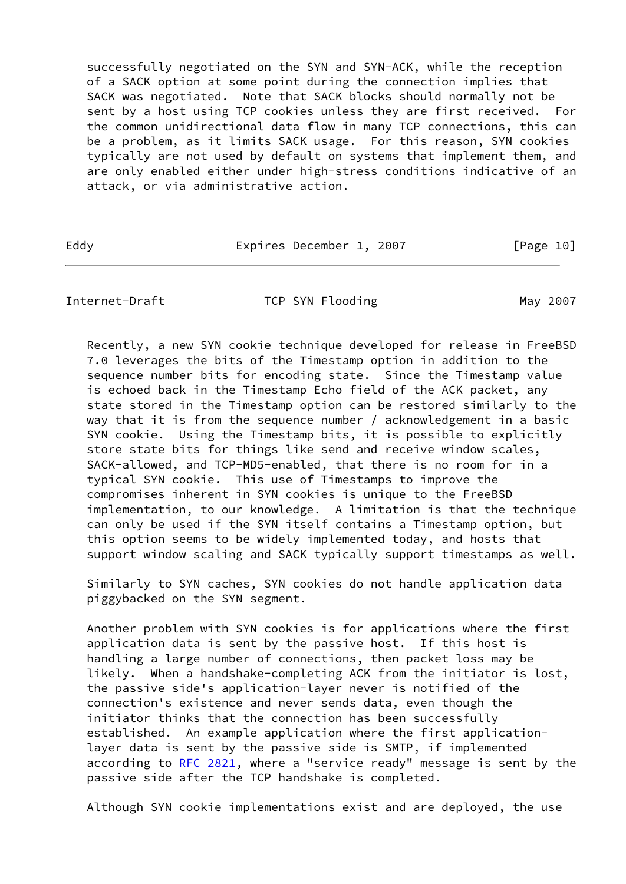successfully negotiated on the SYN and SYN-ACK, while the reception of a SACK option at some point during the connection implies that SACK was negotiated. Note that SACK blocks should normally not be sent by a host using TCP cookies unless they are first received. For the common unidirectional data flow in many TCP connections, this can be a problem, as it limits SACK usage. For this reason, SYN cookies typically are not used by default on systems that implement them, and are only enabled either under high-stress conditions indicative of an attack, or via administrative action.

Recently, a new SYN cookie technique developed for release in FreeBSD 7.0 leverages the bits of the Timestamp option in addition to the sequence number bits for encoding state. Since the Timestamp value is echoed back in the Timestamp Echo field of the ACK packet, any state stored in the Timestamp option can be restored similarly to the way that it is from the sequence number / acknowledgement in a basic SYN cookie. Using the Timestamp bits, it is possible to explicitly store state bits for things like send and receive window scales, SACK-allowed, and TCP-MD5-enabled, that there is no room for in a typical SYN cookie. This use of Timestamps to improve the compromises inherent in SYN cookies is unique to the FreeBSD implementation, to our knowledge. A limitation is that the technique can only be used if the SYN itself contains a Timestamp option, but this option seems to be widely implemented today, and hosts that support window scaling and SACK typically support timestamps as well.

Similarly to SYN caches, SYN cookies do not handle application data piggybacked on the SYN segment.

Another problem with SYN cookies is for applications where the first application data is sent by the passive host. If this host is handling a large number of connections, then packet loss may be likely. When a handshake-completing ACK from the initiator is lost, the passive side's application-layer never is notified of the connection's existence and never sends data, even though the initiator thinks that the connection has been successfully established. An example application where the first application-layer data is sent by the passive side is SMTP, if implemented according to RFC 2821, where a "service ready" message is sent by the passive side after the TCP handshake is completed.

Although SYN cookie implementations exist and are deployed, the use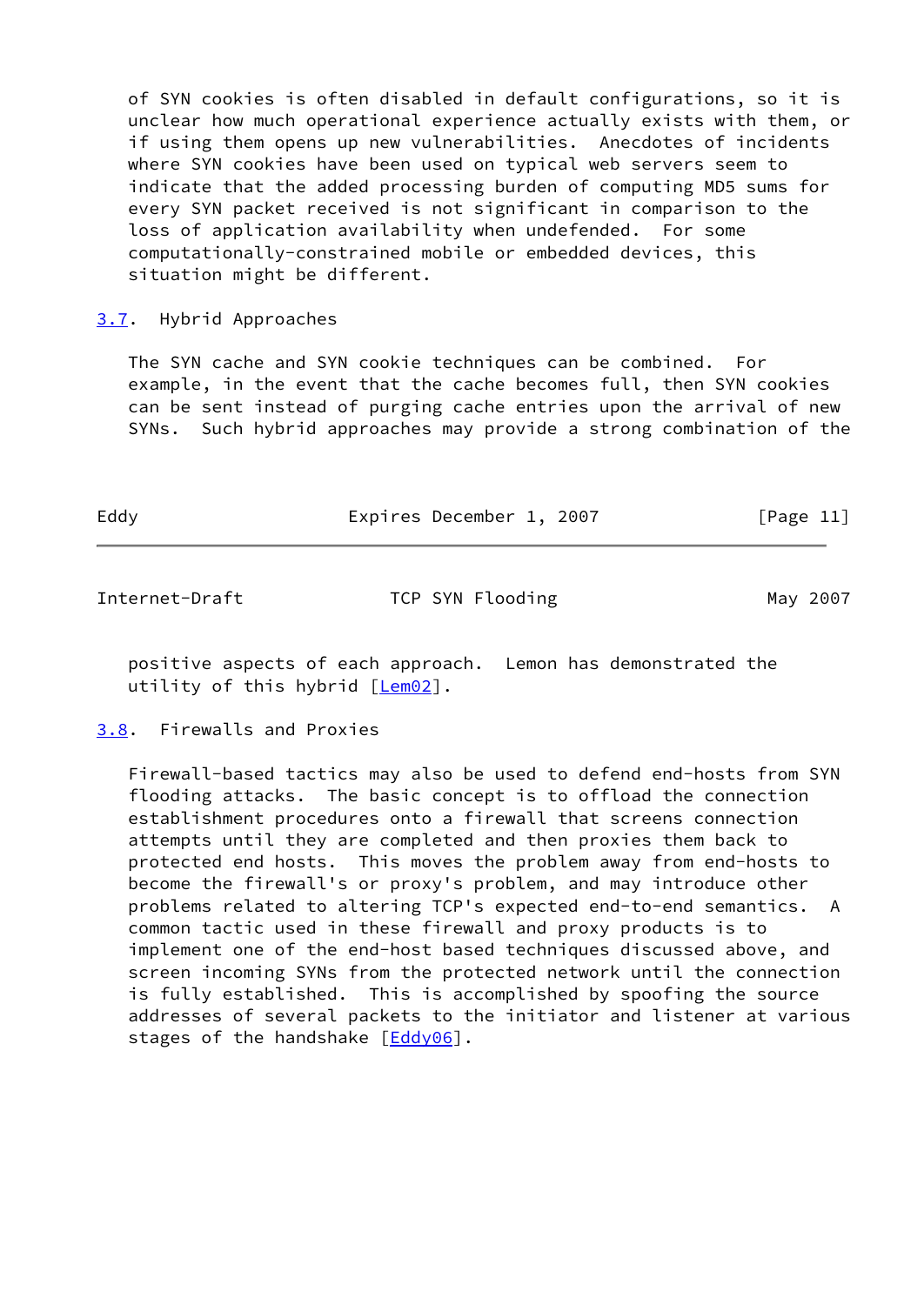of SYN cookies is often disabled in default configurations, so it is unclear how much operational experience actually exists with them, or if using them opens up new vulnerabilities. Anecdotes of incidents where SYN cookies have been used on typical web servers seem to indicate that the added processing burden of computing MD5 sums for every SYN packet received is not significant in comparison to the loss of application availability when undefended. For some computationally-constrained mobile or embedded devices, this situation might be different.

### 3.7. Hybrid Approaches

The SYN cache and SYN cookie techniques can be combined. For example, in the event that the cache becomes full, then SYN cookies can be sent instead of purging cache entries upon the arrival of new SYNs. Such hybrid approaches may provide a strong combination of the positive aspects of each approach. Lemon has demonstrated the utility of this hybrid [Lem02].

### 3.8. Firewalls and Proxies

Firewall-based tactics may also be used to defend end-hosts from SYN flooding attacks. The basic concept is to offload the connection establishment procedures onto a firewall that screens connection attempts until they are completed and then proxies them back to protected end hosts. This moves the problem away from end-hosts to become the firewall's or proxy's problem, and may introduce other problems related to altering TCP's expected end-to-end semantics. A common tactic used in these firewall and proxy products is to implement one of the end-host based techniques discussed above, and screen incoming SYNs from the protected network until the connection is fully established. This is accomplished by spoofing the source addresses of several packets to the initiator and listener at various stages of the handshake [Eddy06].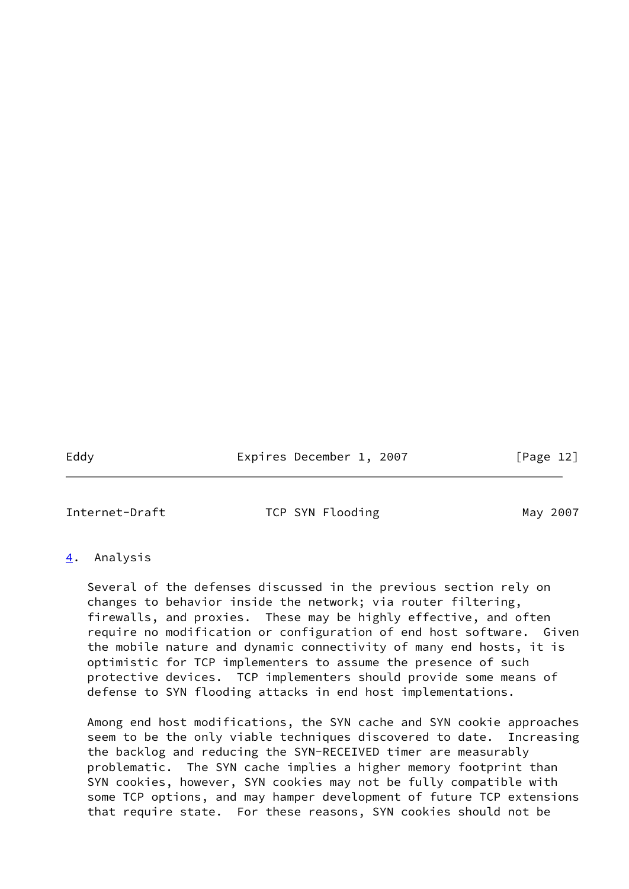## 4. Analysis

Several of the defenses discussed in the previous section rely on changes to behavior inside the network; via router filtering, firewalls, and proxies. These may be highly effective, and often require no modification or configuration of end host software. Given the mobile nature and dynamic connectivity of many end hosts, it is optimistic for TCP implementers to assume the presence of such protective devices. TCP implementers should provide some means of defense to SYN flooding attacks in end host implementations.

Among end host modifications, the SYN cache and SYN cookie approaches seem to be the only viable techniques discovered to date. Increasing the backlog and reducing the SYN-RECEIVED timer are measurably problematic. The SYN cache implies a higher memory footprint than SYN cookies, however, SYN cookies may not be fully compatible with some TCP options, and may hamper development of future TCP extensions that require state. For these reasons, SYN cookies should not be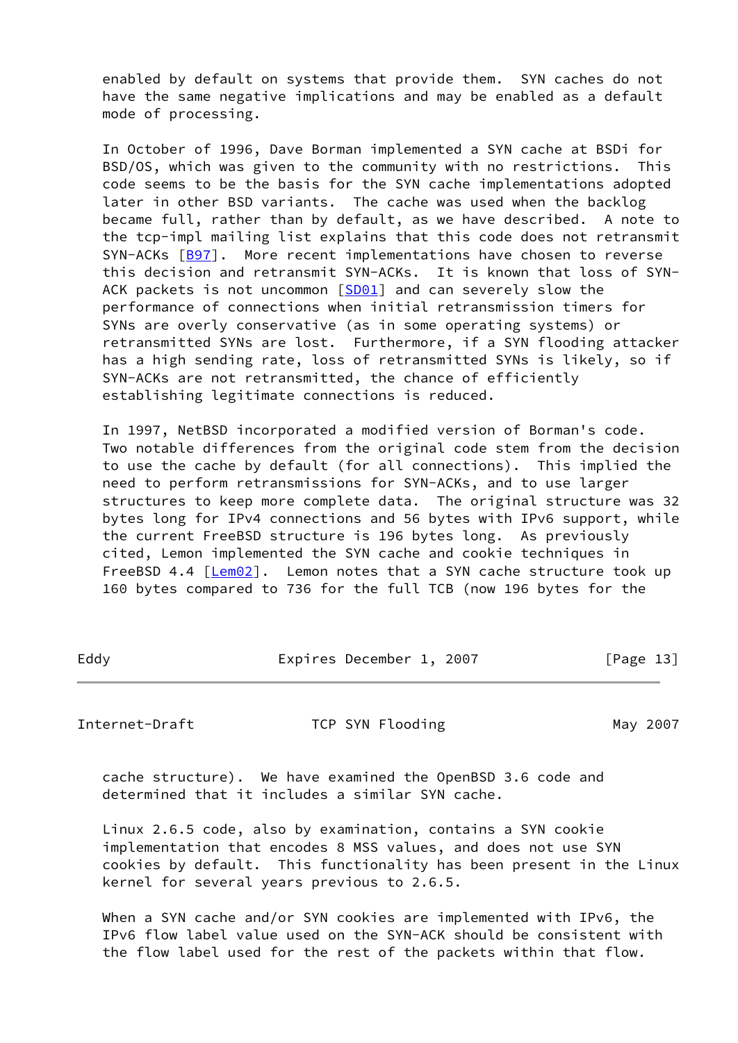enabled by default on systems that provide them. SYN caches do not have the same negative implications and may be enabled as a default mode of processing.

In October of 1996, Dave Borman implemented a SYN cache at BSDi for BSD/OS, which was given to the community with no restrictions. This code seems to be the basis for the SYN cache implementations adopted later in other BSD variants. The cache was used when the backlog became full, rather than by default, as we have described. A note to the tcp-impl mailing list explains that this code does not retransmit SYN-ACKs [B97]. More recent implementations have chosen to reverse this decision and retransmit SYN-ACKs. It is known that loss of SYN-ACK packets is not uncommon [SD01] and can severely slow the performance of connections when initial retransmission timers for SYNs are overly conservative (as in some operating systems) or retransmitted SYNs are lost. Furthermore, if a SYN flooding attacker has a high sending rate, loss of retransmitted SYNs is likely, so if SYN-ACKs are not retransmitted, the chance of efficiently establishing legitimate connections is reduced.

In 1997, NetBSD incorporated a modified version of Borman's code. Two notable differences from the original code stem from the decision to use the cache by default (for all connections). This implied the need to perform retransmissions for SYN-ACKs, and to use larger structures to keep more complete data. The original structure was 32 bytes long for IPv4 connections and 56 bytes with IPv6 support, while the current FreeBSD structure is 196 bytes long. As previously cited, Lemon implemented the SYN cache and cookie techniques in FreeBSD 4.4 [Lem02]. Lemon notes that a SYN cache structure took up 160 bytes compared to 736 for the full TCB (now 196 bytes for the cache structure). We have examined the OpenBSD 3.6 code and determined that it includes a similar SYN cache.

Linux 2.6.5 code, also by examination, contains a SYN cookie implementation that encodes 8 MSS values, and does not use SYN cookies by default. This functionality has been present in the Linux kernel for several years previous to 2.6.5.

When a SYN cache and/or SYN cookies are implemented with IPv6, the IPv6 flow label value used on the SYN-ACK should be consistent with the flow label used for the rest of the packets within that flow.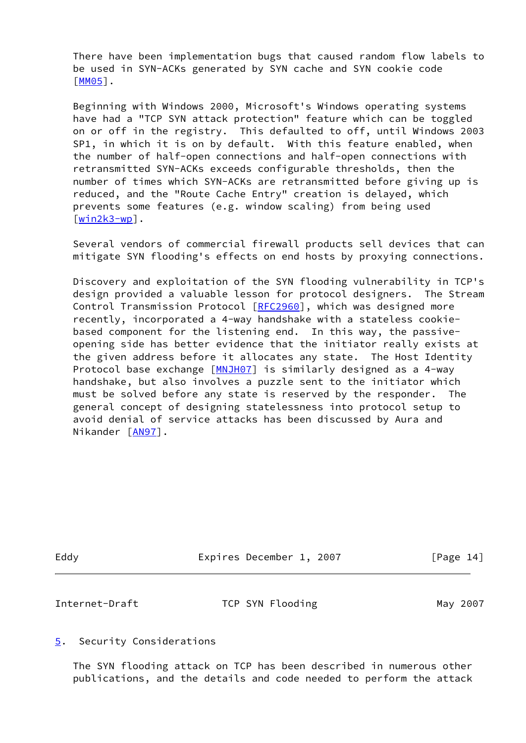There have been implementation bugs that caused random flow labels to be used in SYN-ACKs generated by SYN cache and SYN cookie code [MM05].

Beginning with Windows 2000, Microsoft's Windows operating systems have had a "TCP SYN attack protection" feature which can be toggled on or off in the registry. This defaulted to off, until Windows 2003 SP1, in which it is on by default. With this feature enabled, when the number of half-open connections and half-open connections with retransmitted SYN-ACKs exceeds configurable thresholds, then the number of times which SYN-ACKs are retransmitted before giving up is reduced, and the "Route Cache Entry" creation is delayed, which prevents some features (e.g. window scaling) from being used [win2k3-wp].

Several vendors of commercial firewall products sell devices that can mitigate SYN flooding's effects on end hosts by proxying connections.

Discovery and exploitation of the SYN flooding vulnerability in TCP's design provided a valuable lesson for protocol designers. The Stream Control Transmission Protocol [RFC2960], which was designed more recently, incorporated a 4-way handshake with a stateless cookie-based component for the listening end. In this way, the passive-opening side has better evidence that the initiator really exists at the given address before it allocates any state. The Host Identity Protocol base exchange [MNJH07] is similarly designed as a 4-way handshake, but also involves a puzzle sent to the initiator which must be solved before any state is reserved by the responder. The general concept of designing statelessness into protocol setup to avoid denial of service attacks has been discussed by Aura and Nikander [AN97].

## 5. Security Considerations

The SYN flooding attack on TCP has been described in numerous other publications, and the details and code needed to perform the attack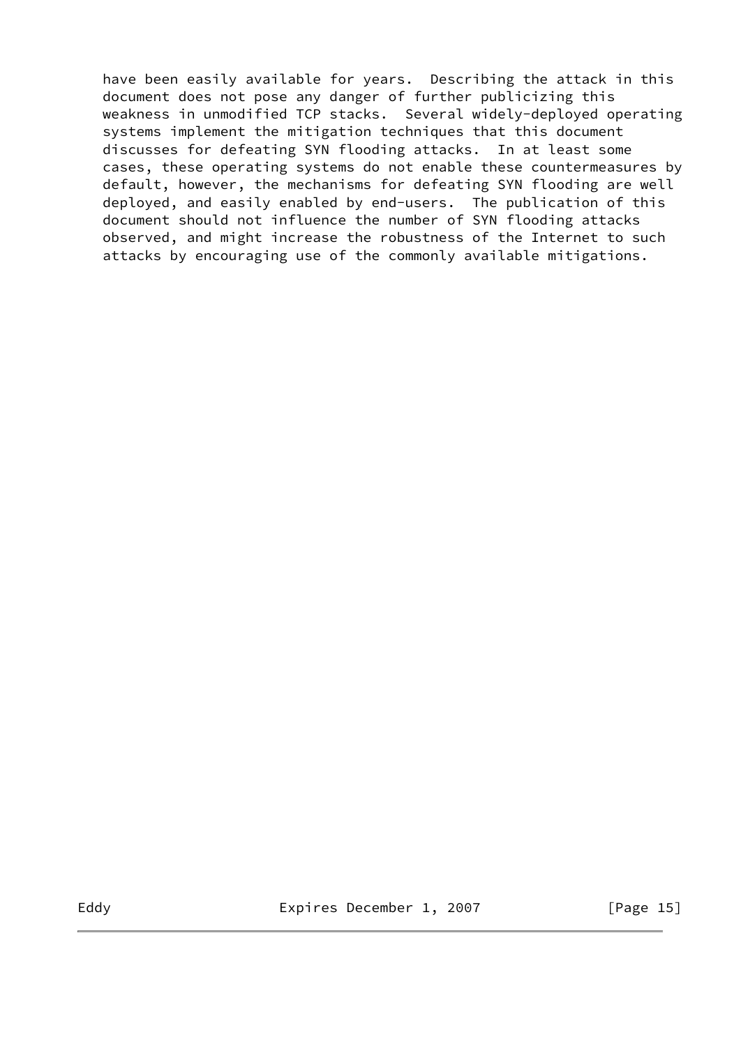have been easily available for years. Describing the attack in this document does not pose any danger of further publicizing this weakness in unmodified TCP stacks. Several widely-deployed operating systems implement the mitigation techniques that this document discusses for defeating SYN flooding attacks. In at least some cases, these operating systems do not enable these countermeasures by default, however, the mechanisms for defeating SYN flooding are well deployed, and easily enabled by end-users. The publication of this document should not influence the number of SYN flooding attacks observed, and might increase the robustness of the Internet to such attacks by encouraging use of the commonly available mitigations.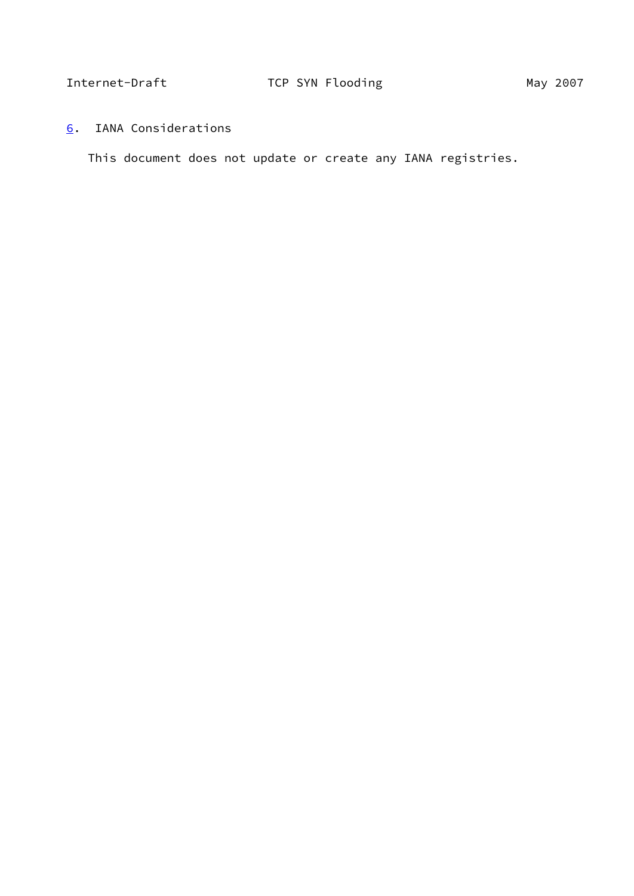## 6. IANA Considerations

This document does not update or create any IANA registries.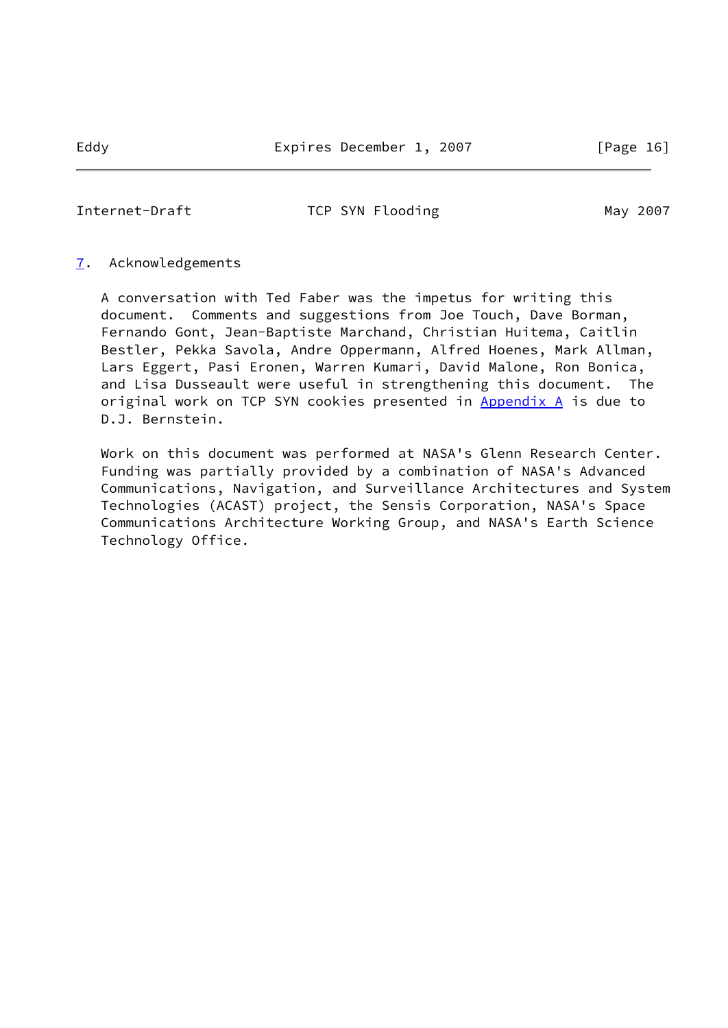## 7. Acknowledgements

A conversation with Ted Faber was the impetus for writing this document. Comments and suggestions from Joe Touch, Dave Borman, Fernando Gont, Jean-Baptiste Marchand, Christian Huitema, Caitlin Bestler, Pekka Savola, Andre Oppermann, Alfred Hoenes, Mark Allman, Lars Eggert, Pasi Eronen, Warren Kumari, David Malone, Ron Bonica, and Lisa Dusseault were useful in strengthening this document. The original work on TCP SYN cookies presented in Appendix A is due to D.J. Bernstein.

Work on this document was performed at NASA's Glenn Research Center. Funding was partially provided by a combination of NASA's Advanced Communications, Navigation, and Surveillance Architectures and System Technologies (ACAST) project, the Sensis Corporation, NASA's Space Communications Architecture Working Group, and NASA's Earth Science Technology Office.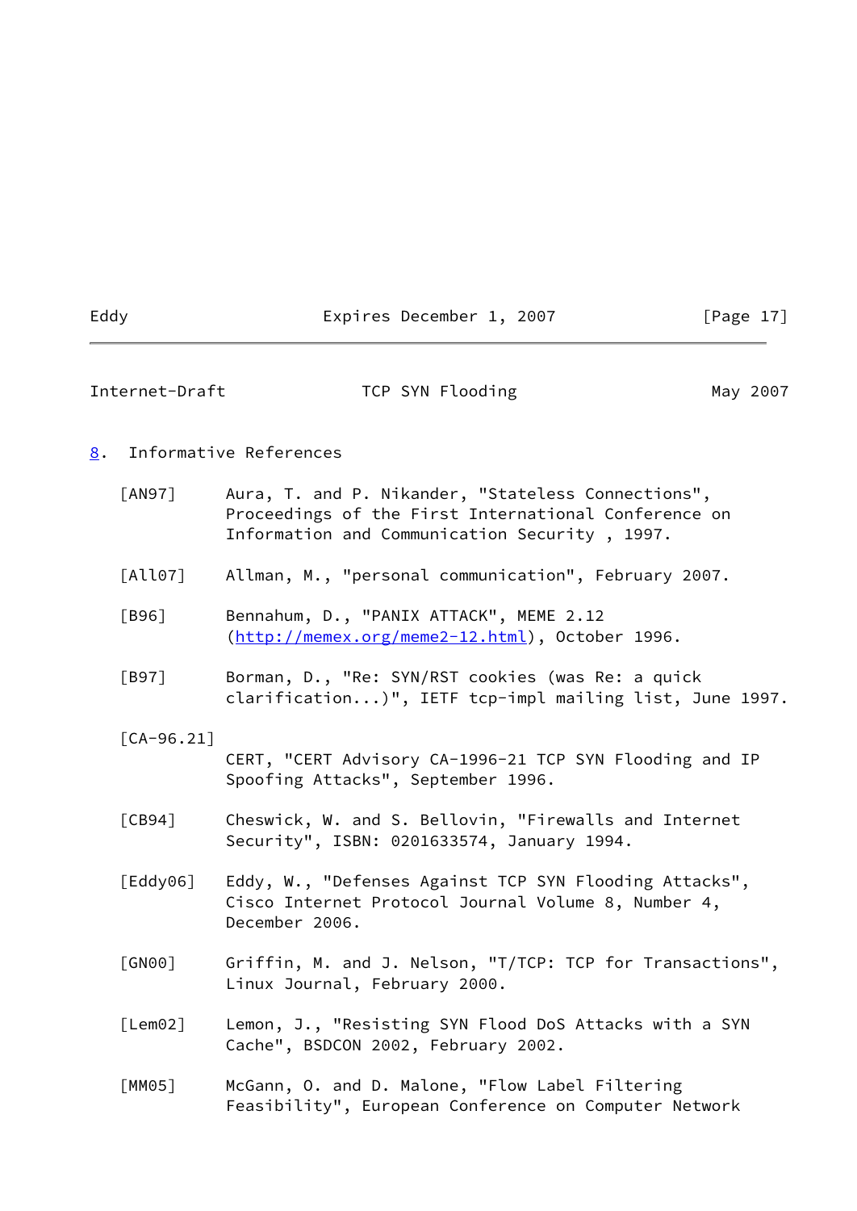## 8. Informative References

[AN97] Aura, T. and P. Nikander, "Stateless Connections", Proceedings of the First International Conference on Information and Communication Security , 1997.

[All07] Allman, M., "personal communication", February 2007.

[B96] Bennahum, D., "PANIX ATTACK", MEME 2.12 (http://memex.org/meme2-12.html), October 1996.

[B97] Borman, D., "Re: SYN/RST cookies (was Re: a quick clarification...)", IETF tcp-impl mailing list, June 1997.

[CA-96.21] CERT, "CERT Advisory CA-1996-21 TCP SYN Flooding and IP Spoofing Attacks", September 1996.

[CB94] Cheswick, W. and S. Bellovin, "Firewalls and Internet Security", ISBN: 0201633574, January 1994.

[Eddy06] Eddy, W., "Defenses Against TCP SYN Flooding Attacks", Cisco Internet Protocol Journal Volume 8, Number 4, December 2006.

[GN00] Griffin, M. and J. Nelson, "T/TCP: TCP for Transactions", Linux Journal, February 2000.

[Lem02] Lemon, J., "Resisting SYN Flood DoS Attacks with a SYN Cache", BSDCON 2002, February 2002.

[MM05] McGann, O. and D. Malone, "Flow Label Filtering Feasibility", European Conference on Computer Network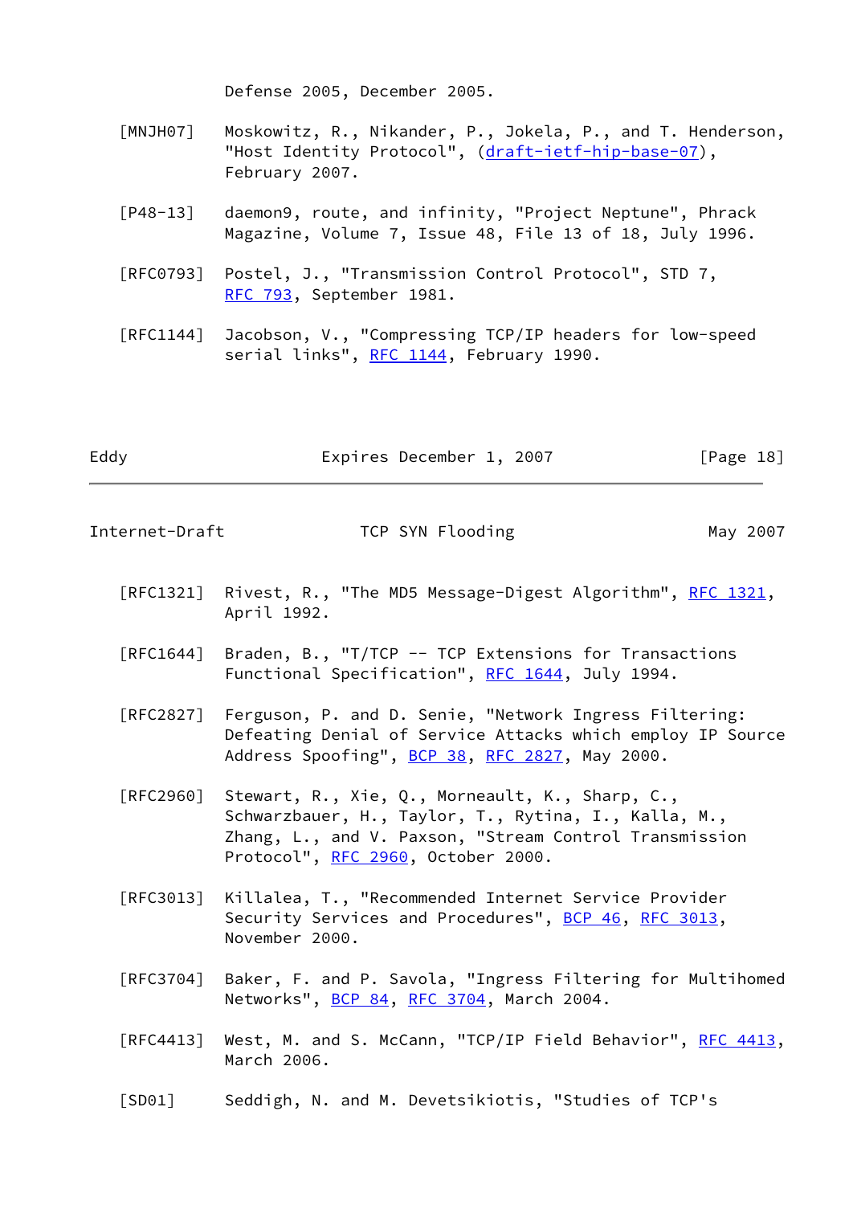Defense 2005, December 2005.

[MNJH07] Moskowitz, R., Nikander, P., Jokela, P., and T. Henderson, "Host Identity Protocol", (draft-ietf-hip-base-07), February 2007.

[P48-13] daemon9, route, and infinity, "Project Neptune", Phrack Magazine, Volume 7, Issue 48, File 13 of 18, July 1996.

[RFC0793] Postel, J., "Transmission Control Protocol", STD 7, RFC 793, September 1981.

[RFC1144] Jacobson, V., "Compressing TCP/IP headers for low-speed serial links", RFC 1144, February 1990.

[RFC1321] Rivest, R., "The MD5 Message-Digest Algorithm", RFC 1321, April 1992.

[RFC1644] Braden, B., "T/TCP -- TCP Extensions for Transactions Functional Specification", RFC 1644, July 1994.

[RFC2827] Ferguson, P. and D. Senie, "Network Ingress Filtering: Defeating Denial of Service Attacks which employ IP Source Address Spoofing", BCP 38, RFC 2827, May 2000.

[RFC2960] Stewart, R., Xie, Q., Morneault, K., Sharp, C., Schwarzbauer, H., Taylor, T., Rytina, I., Kalla, M., Zhang, L., and V. Paxson, "Stream Control Transmission Protocol", RFC 2960, October 2000.

[RFC3013] Killalea, T., "Recommended Internet Service Provider Security Services and Procedures", BCP 46, RFC 3013, November 2000.

[RFC3704] Baker, F. and P. Savola, "Ingress Filtering for Multihomed Networks", BCP 84, RFC 3704, March 2004.

[RFC4413] West, M. and S. McCann, "TCP/IP Field Behavior", RFC 4413, March 2006.

[SD01] Seddigh, N. and M. Devetsikiotis, "Studies of TCP's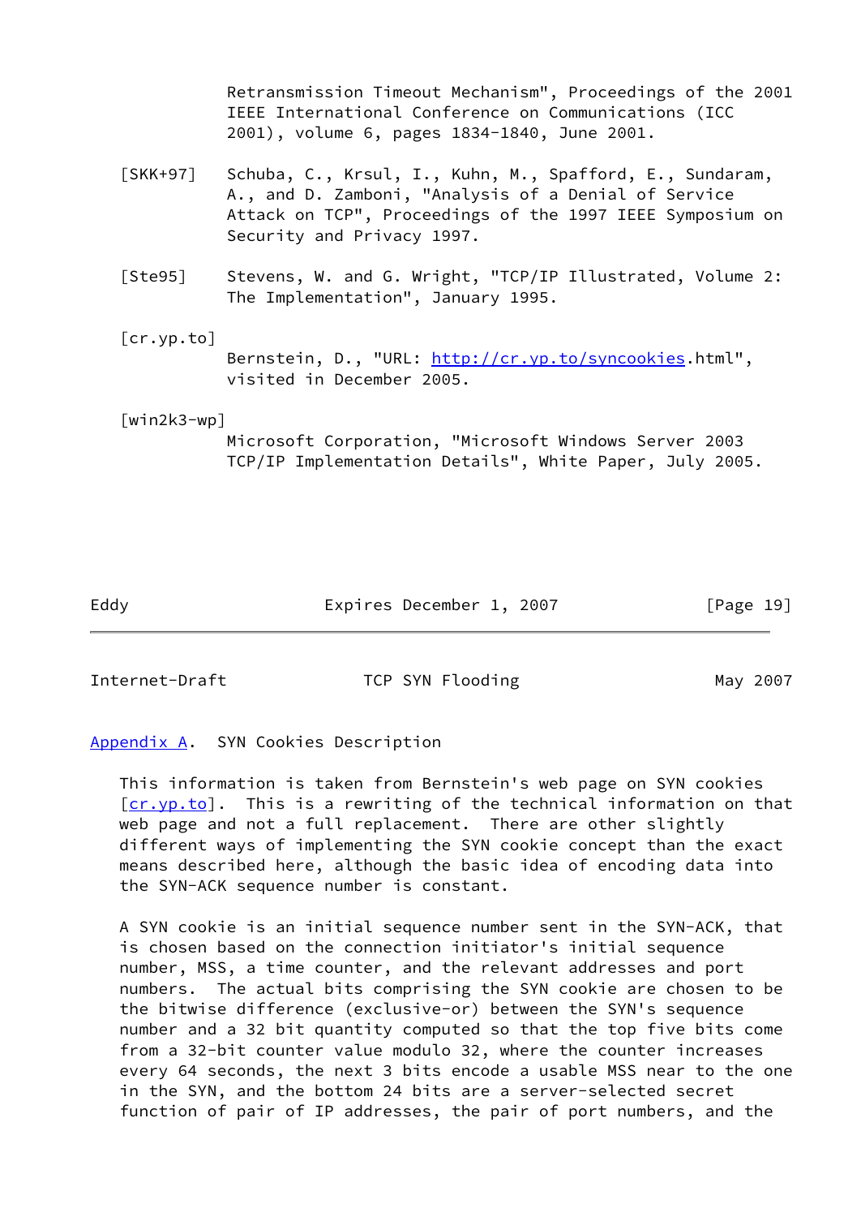Retransmission Timeout Mechanism", Proceedings of the 2001 IEEE International Conference on Communications (ICC 2001), volume 6, pages 1834-1840, June 2001.

[SKK+97] Schuba, C., Krsul, I., Kuhn, M., Spafford, E., Sundaram, A., and D. Zamboni, "Analysis of a Denial of Service Attack on TCP", Proceedings of the 1997 IEEE Symposium on Security and Privacy 1997.

[Ste95] Stevens, W. and G. Wright, "TCP/IP Illustrated, Volume 2: The Implementation", January 1995.

[cr.yp.to] Bernstein, D., "URL: http://cr.yp.to/syncookies.html", visited in December 2005.

[win2k3-wp] Microsoft Corporation, "Microsoft Windows Server 2003 TCP/IP Implementation Details", White Paper, July 2005.

## Appendix A. SYN Cookies Description

This information is taken from Bernstein's web page on SYN cookies [cr.yp.to]. This is a rewriting of the technical information on that web page and not a full replacement. There are other slightly different ways of implementing the SYN cookie concept than the exact means described here, although the basic idea of encoding data into the SYN-ACK sequence number is constant.

A SYN cookie is an initial sequence number sent in the SYN-ACK, that is chosen based on the connection initiator's initial sequence number, MSS, a time counter, and the relevant addresses and port numbers. The actual bits comprising the SYN cookie are chosen to be the bitwise difference (exclusive-or) between the SYN's sequence number and a 32 bit quantity computed so that the top five bits come from a 32-bit counter value modulo 32, where the counter increases every 64 seconds, the next 3 bits encode a usable MSS near to the one in the SYN, and the bottom 24 bits are a server-selected secret function of pair of IP addresses, the pair of port numbers, and the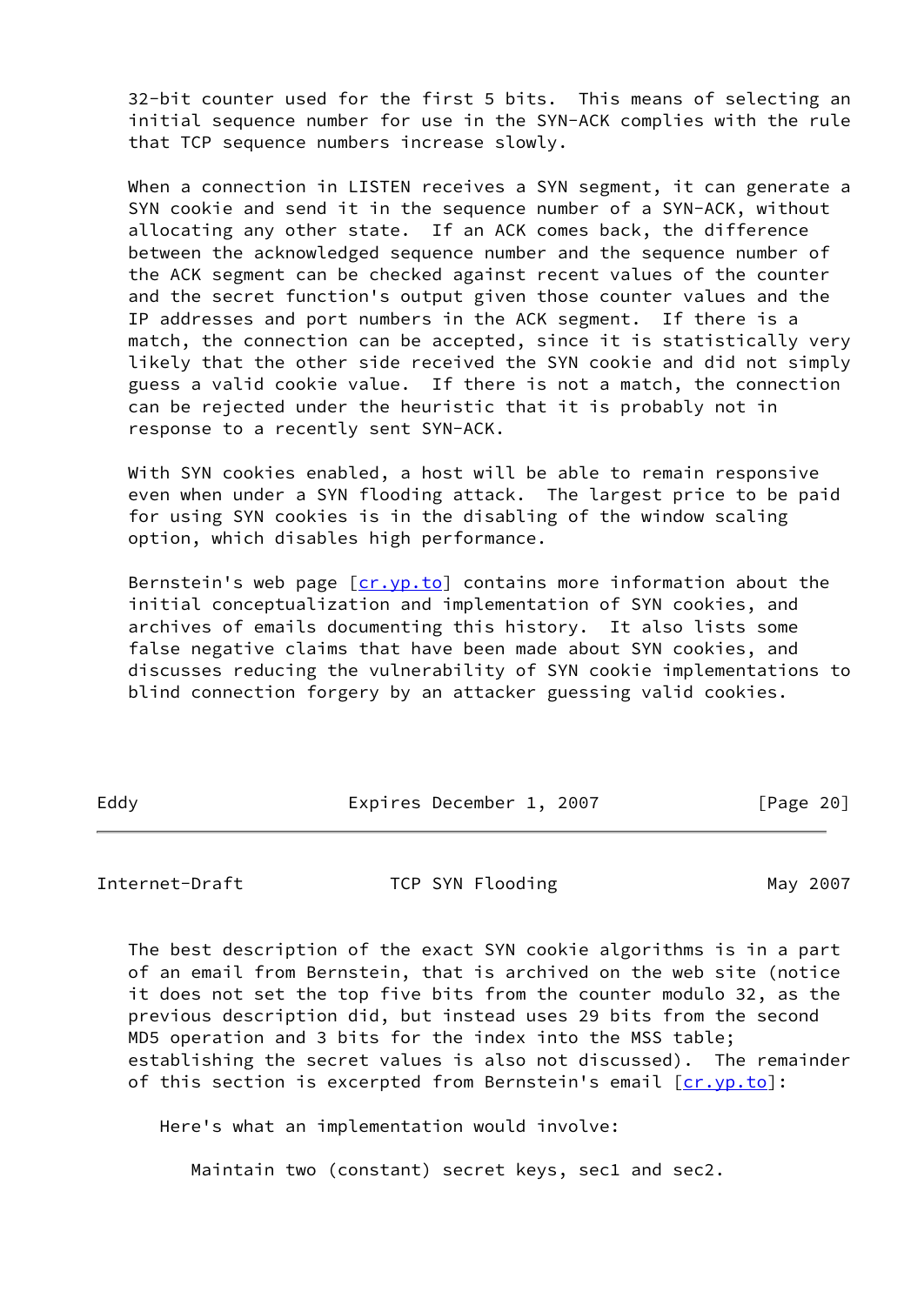32-bit counter used for the first 5 bits. This means of selecting an initial sequence number for use in the SYN-ACK complies with the rule that TCP sequence numbers increase slowly.

When a connection in LISTEN receives a SYN segment, it can generate a SYN cookie and send it in the sequence number of a SYN-ACK, without allocating any other state. If an ACK comes back, the difference between the acknowledged sequence number and the sequence number of the ACK segment can be checked against recent values of the counter and the secret function's output given those counter values and the IP addresses and port numbers in the ACK segment. If there is a match, the connection can be accepted, since it is statistically very likely that the other side received the SYN cookie and did not simply guess a valid cookie value. If there is not a match, the connection can be rejected under the heuristic that it is probably not in response to a recently sent SYN-ACK.

With SYN cookies enabled, a host will be able to remain responsive even when under a SYN flooding attack. The largest price to be paid for using SYN cookies is in the disabling of the window scaling option, which disables high performance.

Bernstein's web page [cr.yp.to] contains more information about the initial conceptualization and implementation of SYN cookies, and archives of emails documenting this history. It also lists some false negative claims that have been made about SYN cookies, and discusses reducing the vulnerability of SYN cookie implementations to blind connection forgery by an attacker guessing valid cookies.

The best description of the exact SYN cookie algorithms is in a part of an email from Bernstein, that is archived on the web site (notice it does not set the top five bits from the counter modulo 32, as the previous description did, but instead uses 29 bits from the second MD5 operation and 3 bits for the index into the MSS table; establishing the secret values is also not discussed). The remainder of this section is excerpted from Bernstein's email [cr.yp.to]:

> Here's what an implementation would involve:
>
> > Maintain two (constant) secret keys, sec1 and sec2.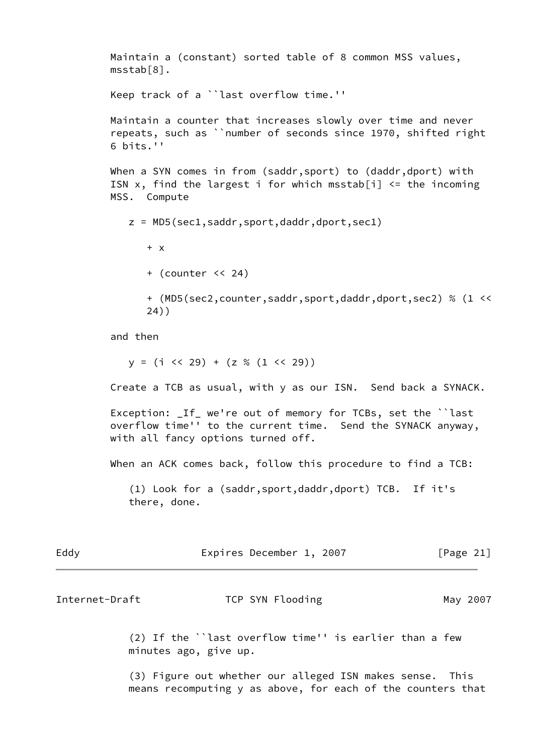Maintain a (constant) sorted table of 8 common MSS values, msstab[8].

Keep track of a ``last overflow time.''

Maintain a counter that increases slowly over time and never repeats, such as ``number of seconds since 1970, shifted right 6 bits.''

When a SYN comes in from (saddr,sport) to (daddr,dport) with ISN x, find the largest i for which msstab[i] <= the incoming MSS. Compute

```
z = MD5(sec1,saddr,sport,daddr,dport,sec1)

   + x

   + (counter << 24)

   + (MD5(sec2,counter,saddr,sport,daddr,dport,sec2) % (1 <<
   24))
```

and then

```
y = (i << 29) + (z % (1 << 29))
```

Create a TCB as usual, with y as our ISN. Send back a SYNACK.

Exception: _If_ we're out of memory for TCBs, set the ``last overflow time'' to the current time. Send the SYNACK anyway, with all fancy options turned off.

When an ACK comes back, follow this procedure to find a TCB:

(1) Look for a (saddr,sport,daddr,dport) TCB. If it's there, done.

(2) If the ``last overflow time'' is earlier than a few minutes ago, give up.

(3) Figure out whether our alleged ISN makes sense. This means recomputing y as above, for each of the counters that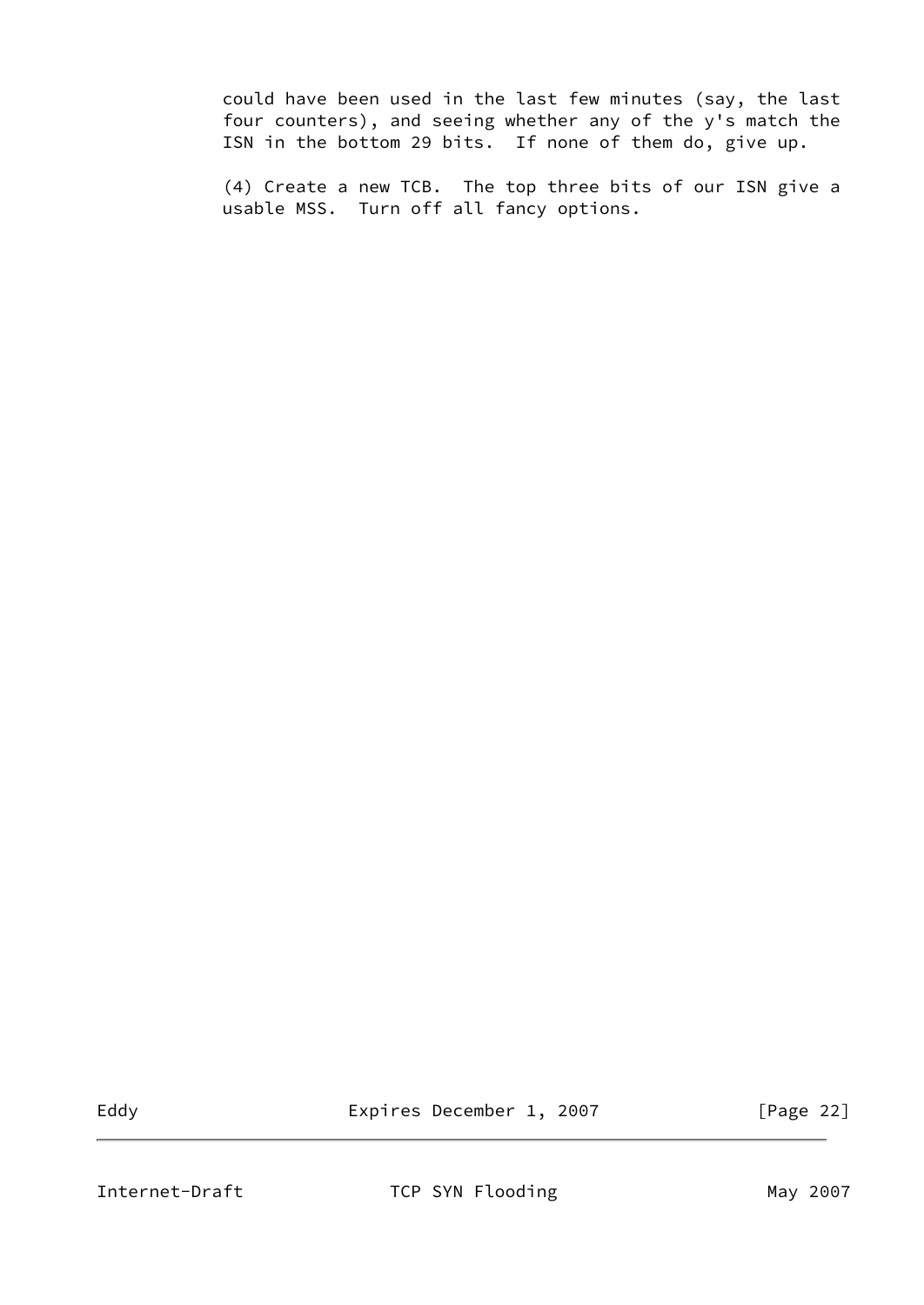could have been used in the last few minutes (say, the last four counters), and seeing whether any of the y's match the ISN in the bottom 29 bits. If none of them do, give up.

(4) Create a new TCB. The top three bits of our ISN give a usable MSS. Turn off all fancy options.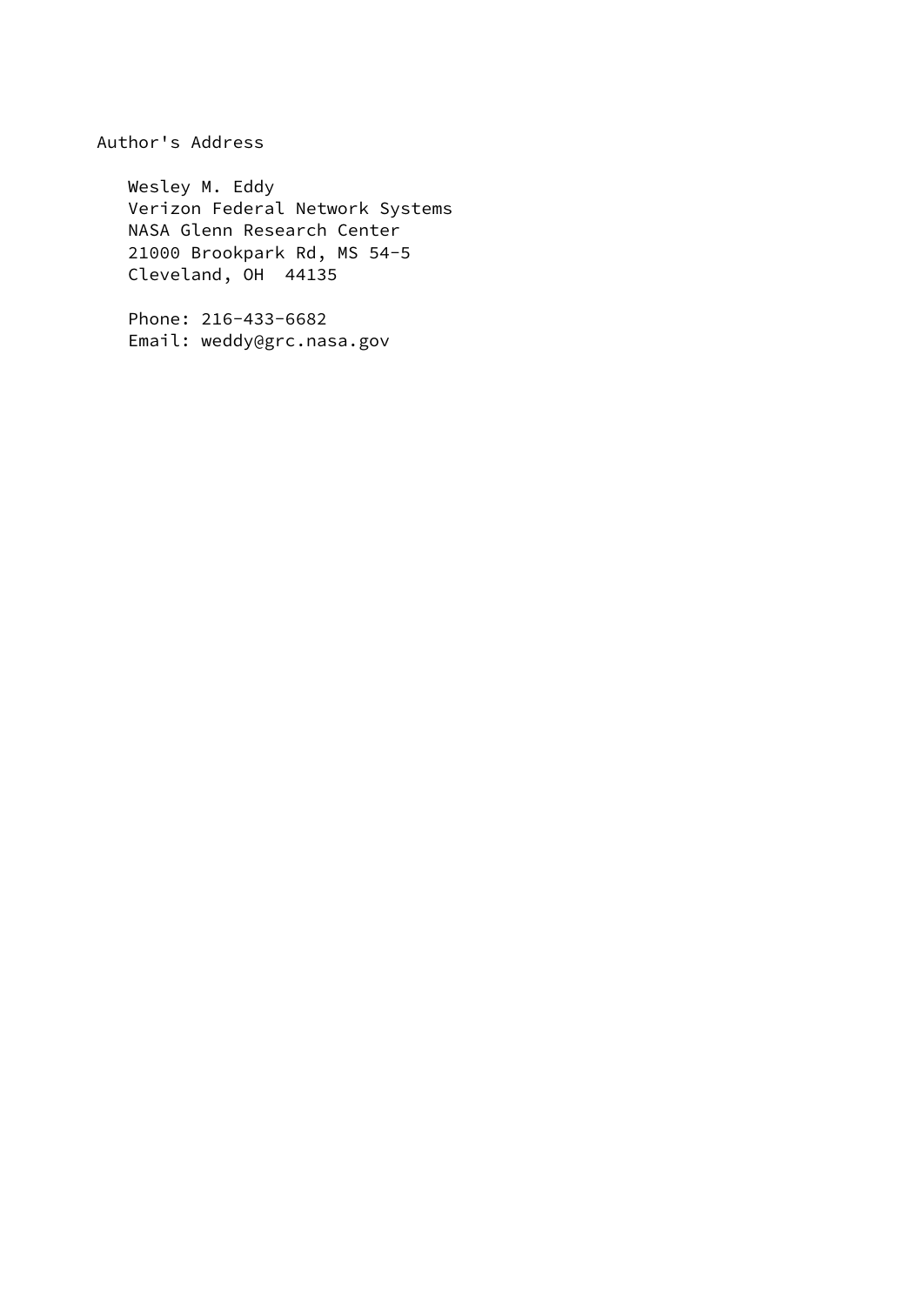## Author's Address

Wesley M. Eddy
Verizon Federal Network Systems
NASA Glenn Research Center
21000 Brookpark Rd, MS 54-5
Cleveland, OH  44135

Phone: 216-433-6682
Email: weddy@grc.nasa.gov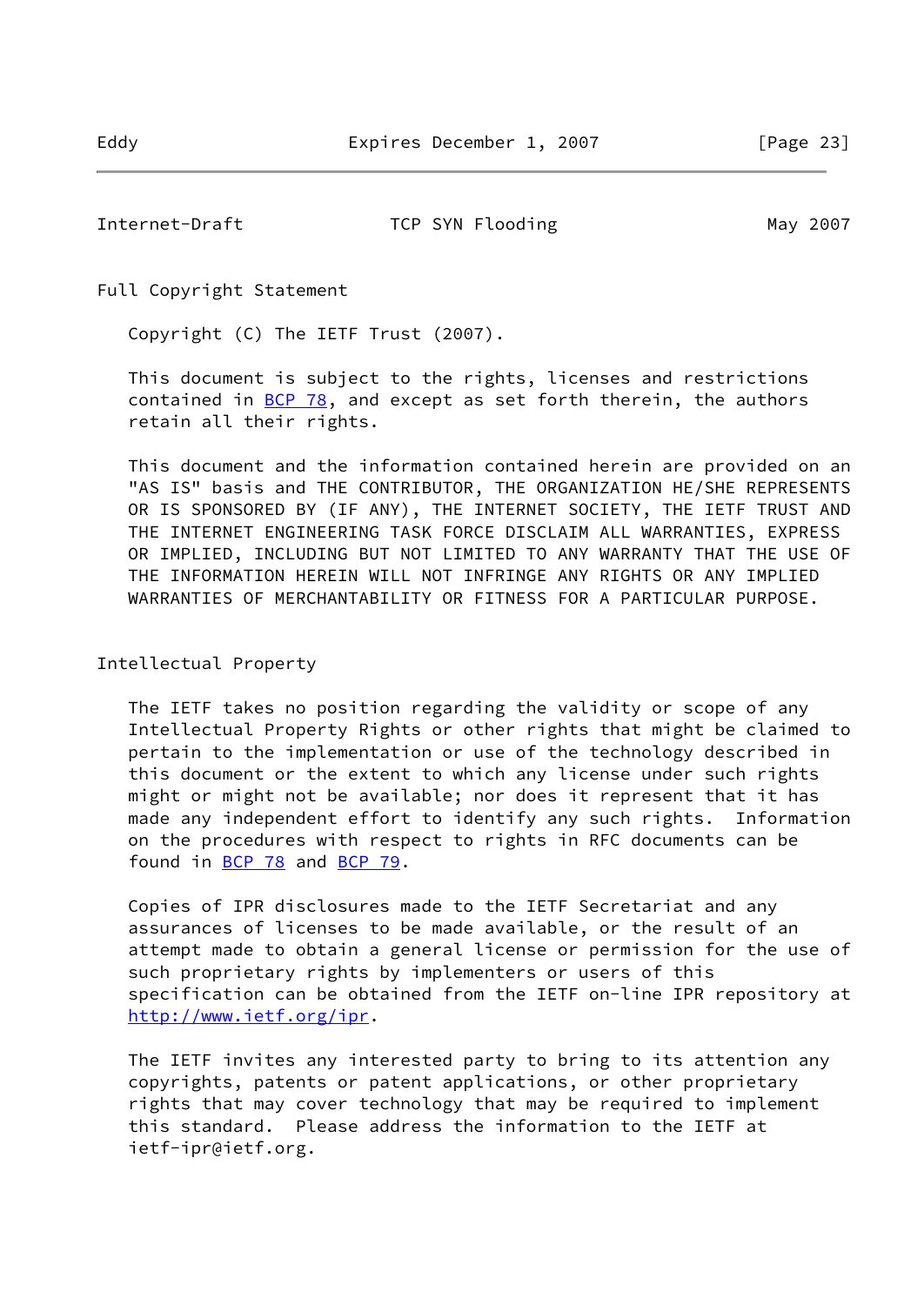## Full Copyright Statement

Copyright (C) The IETF Trust (2007).

This document is subject to the rights, licenses and restrictions contained in BCP 78, and except as set forth therein, the authors retain all their rights.

This document and the information contained herein are provided on an "AS IS" basis and THE CONTRIBUTOR, THE ORGANIZATION HE/SHE REPRESENTS OR IS SPONSORED BY (IF ANY), THE INTERNET SOCIETY, THE IETF TRUST AND THE INTERNET ENGINEERING TASK FORCE DISCLAIM ALL WARRANTIES, EXPRESS OR IMPLIED, INCLUDING BUT NOT LIMITED TO ANY WARRANTY THAT THE USE OF THE INFORMATION HEREIN WILL NOT INFRINGE ANY RIGHTS OR ANY IMPLIED WARRANTIES OF MERCHANTABILITY OR FITNESS FOR A PARTICULAR PURPOSE.

## Intellectual Property

The IETF takes no position regarding the validity or scope of any Intellectual Property Rights or other rights that might be claimed to pertain to the implementation or use of the technology described in this document or the extent to which any license under such rights might or might not be available; nor does it represent that it has made any independent effort to identify any such rights. Information on the procedures with respect to rights in RFC documents can be found in BCP 78 and BCP 79.

Copies of IPR disclosures made to the IETF Secretariat and any assurances of licenses to be made available, or the result of an attempt made to obtain a general license or permission for the use of such proprietary rights by implementers or users of this specification can be obtained from the IETF on-line IPR repository at http://www.ietf.org/ipr.

The IETF invites any interested party to bring to its attention any copyrights, patents or patent applications, or other proprietary rights that may cover technology that may be required to implement this standard. Please address the information to the IETF at ietf-ipr@ietf.org.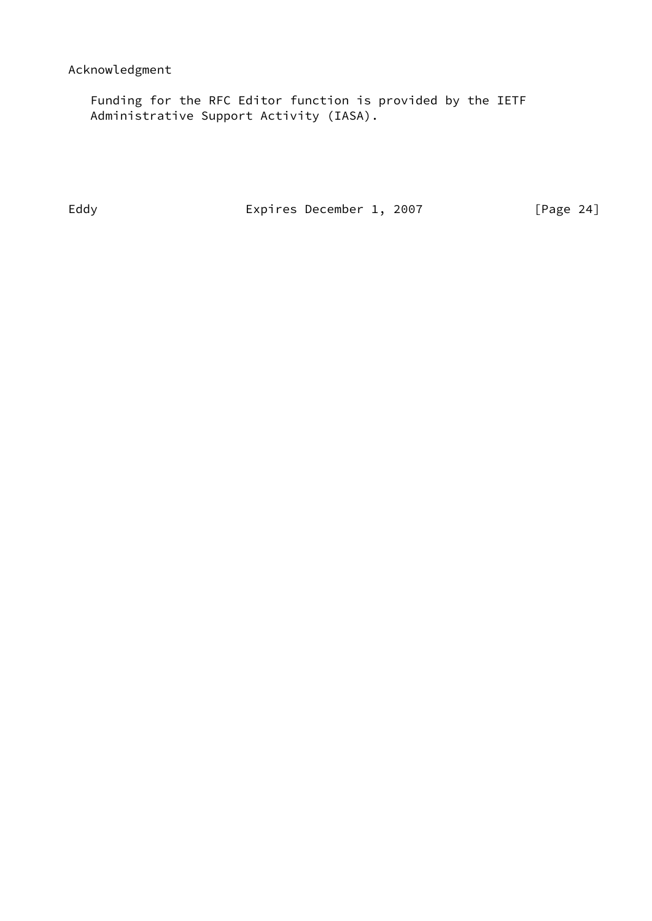## Acknowledgment

Funding for the RFC Editor function is provided by the IETF Administrative Support Activity (IASA).